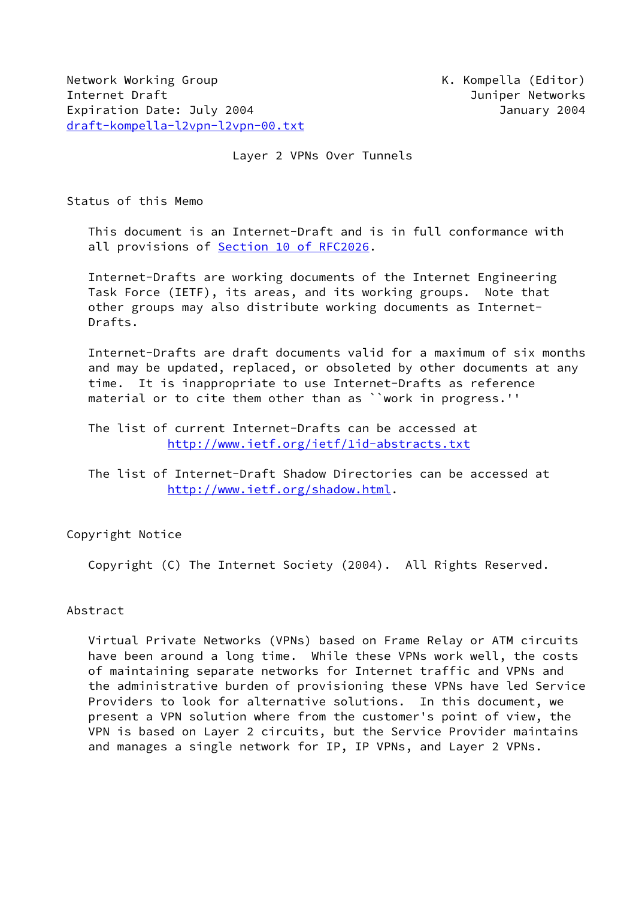Network Working Group K. Kompella (Editor)
Internet Draft Juniper Networks
Expiration Date: July 2004 January 2004
draft-kompella-l2vpn-l2vpn-00.txt

# Layer 2 VPNs Over Tunnels

## Status of this Memo

This document is an Internet-Draft and is in full conformance with all provisions of Section 10 of RFC2026.

Internet-Drafts are working documents of the Internet Engineering Task Force (IETF), its areas, and its working groups. Note that other groups may also distribute working documents as Internet-Drafts.

Internet-Drafts are draft documents valid for a maximum of six months and may be updated, replaced, or obsoleted by other documents at any time. It is inappropriate to use Internet-Drafts as reference material or to cite them other than as ``work in progress.''

The list of current Internet-Drafts can be accessed at
http://www.ietf.org/ietf/1id-abstracts.txt

The list of Internet-Draft Shadow Directories can be accessed at
http://www.ietf.org/shadow.html.

## Copyright Notice

Copyright (C) The Internet Society (2004). All Rights Reserved.

## Abstract

Virtual Private Networks (VPNs) based on Frame Relay or ATM circuits have been around a long time. While these VPNs work well, the costs of maintaining separate networks for Internet traffic and VPNs and the administrative burden of provisioning these VPNs have led Service Providers to look for alternative solutions. In this document, we present a VPN solution where from the customer's point of view, the VPN is based on Layer 2 circuits, but the Service Provider maintains and manages a single network for IP, IP VPNs, and Layer 2 VPNs.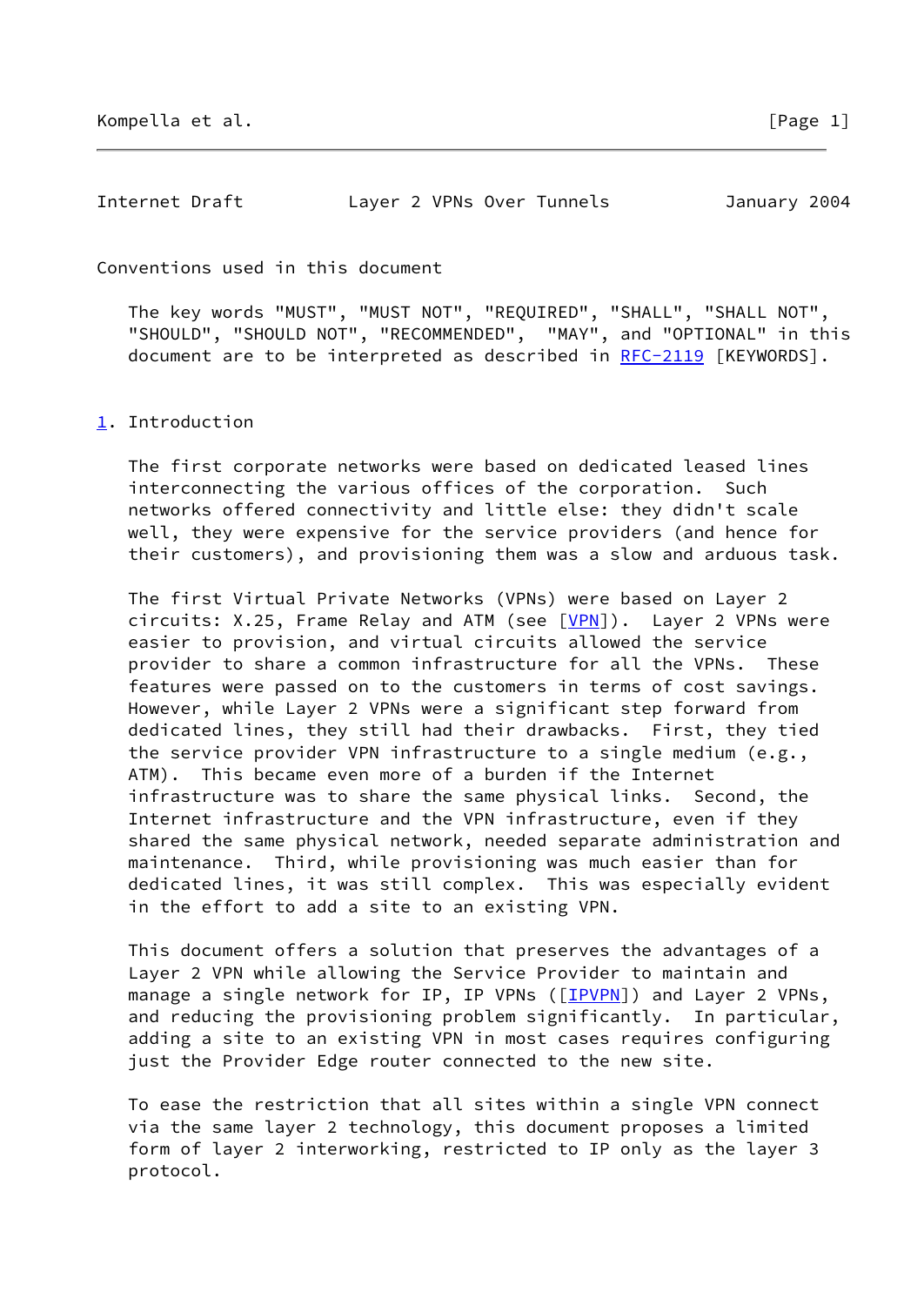Conventions used in this document

The key words "MUST", "MUST NOT", "REQUIRED", "SHALL", "SHALL NOT", "SHOULD", "SHOULD NOT", "RECOMMENDED", "MAY", and "OPTIONAL" in this document are to be interpreted as described in RFC-2119 [KEYWORDS].

## 1. Introduction

The first corporate networks were based on dedicated leased lines interconnecting the various offices of the corporation. Such networks offered connectivity and little else: they didn't scale well, they were expensive for the service providers (and hence for their customers), and provisioning them was a slow and arduous task.

The first Virtual Private Networks (VPNs) were based on Layer 2 circuits: X.25, Frame Relay and ATM (see [VPN]). Layer 2 VPNs were easier to provision, and virtual circuits allowed the service provider to share a common infrastructure for all the VPNs. These features were passed on to the customers in terms of cost savings. However, while Layer 2 VPNs were a significant step forward from dedicated lines, they still had their drawbacks. First, they tied the service provider VPN infrastructure to a single medium (e.g., ATM). This became even more of a burden if the Internet infrastructure was to share the same physical links. Second, the Internet infrastructure and the VPN infrastructure, even if they shared the same physical network, needed separate administration and maintenance. Third, while provisioning was much easier than for dedicated lines, it was still complex. This was especially evident in the effort to add a site to an existing VPN.

This document offers a solution that preserves the advantages of a Layer 2 VPN while allowing the Service Provider to maintain and manage a single network for IP, IP VPNs ([IPVPN]) and Layer 2 VPNs, and reducing the provisioning problem significantly. In particular, adding a site to an existing VPN in most cases requires configuring just the Provider Edge router connected to the new site.

To ease the restriction that all sites within a single VPN connect via the same layer 2 technology, this document proposes a limited form of layer 2 interworking, restricted to IP only as the layer 3 protocol.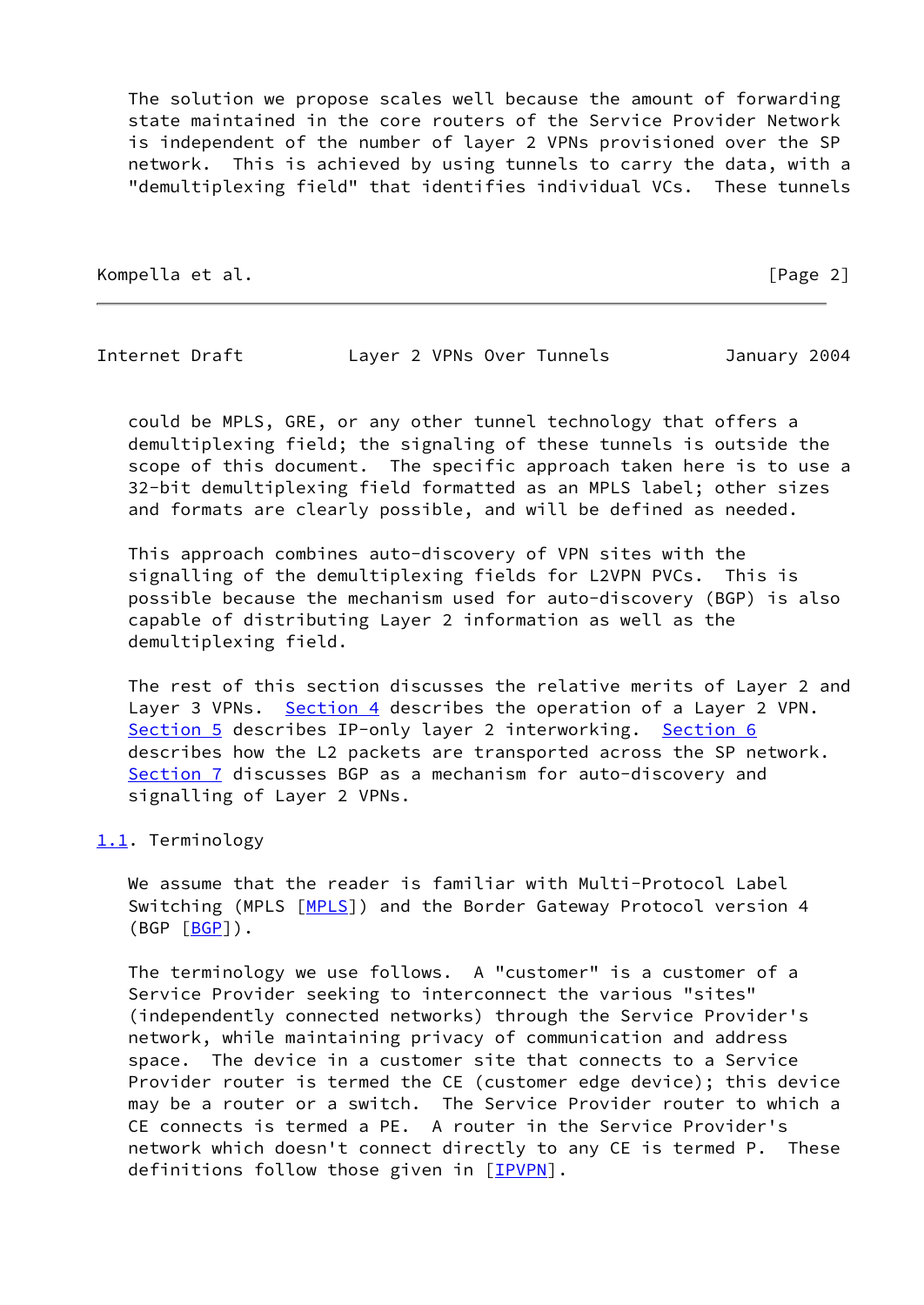The solution we propose scales well because the amount of forwarding state maintained in the core routers of the Service Provider Network is independent of the number of layer 2 VPNs provisioned over the SP network. This is achieved by using tunnels to carry the data, with a "demultiplexing field" that identifies individual VCs. These tunnels could be MPLS, GRE, or any other tunnel technology that offers a demultiplexing field; the signaling of these tunnels is outside the scope of this document. The specific approach taken here is to use a 32-bit demultiplexing field formatted as an MPLS label; other sizes and formats are clearly possible, and will be defined as needed.

This approach combines auto-discovery of VPN sites with the signalling of the demultiplexing fields for L2VPN PVCs. This is possible because the mechanism used for auto-discovery (BGP) is also capable of distributing Layer 2 information as well as the demultiplexing field.

The rest of this section discusses the relative merits of Layer 2 and Layer 3 VPNs. Section 4 describes the operation of a Layer 2 VPN. Section 5 describes IP-only layer 2 interworking. Section 6 describes how the L2 packets are transported across the SP network. Section 7 discusses BGP as a mechanism for auto-discovery and signalling of Layer 2 VPNs.

## 1.1. Terminology

We assume that the reader is familiar with Multi-Protocol Label Switching (MPLS [MPLS]) and the Border Gateway Protocol version 4 (BGP [BGP]).

The terminology we use follows. A "customer" is a customer of a Service Provider seeking to interconnect the various "sites" (independently connected networks) through the Service Provider's network, while maintaining privacy of communication and address space. The device in a customer site that connects to a Service Provider router is termed the CE (customer edge device); this device may be a router or a switch. The Service Provider router to which a CE connects is termed a PE. A router in the Service Provider's network which doesn't connect directly to any CE is termed P. These definitions follow those given in [IPVPN].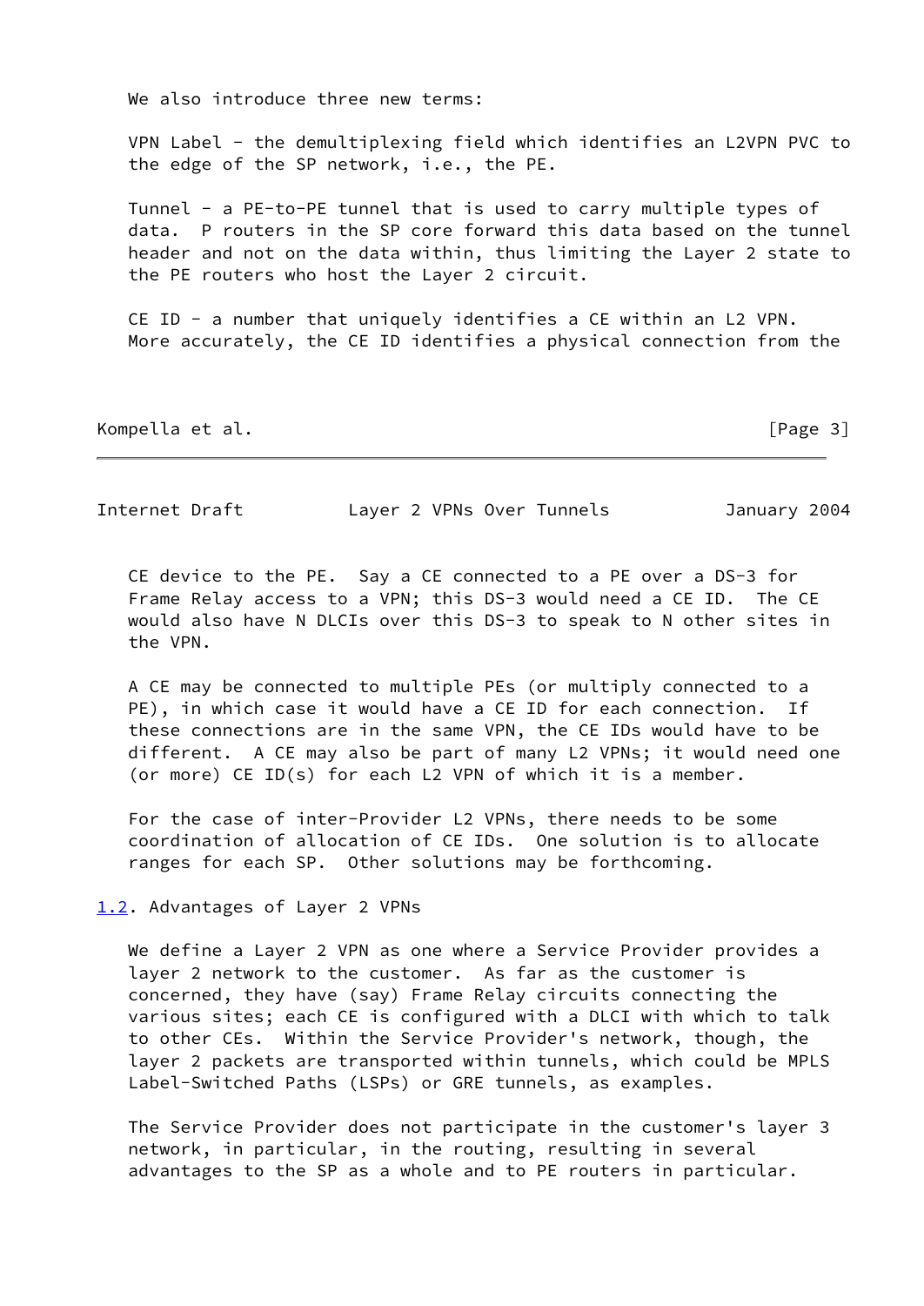We also introduce three new terms:

VPN Label - the demultiplexing field which identifies an L2VPN PVC to the edge of the SP network, i.e., the PE.

Tunnel - a PE-to-PE tunnel that is used to carry multiple types of data. P routers in the SP core forward this data based on the tunnel header and not on the data within, thus limiting the Layer 2 state to the PE routers who host the Layer 2 circuit.

CE ID - a number that uniquely identifies a CE within an L2 VPN. More accurately, the CE ID identifies a physical connection from the CE device to the PE. Say a CE connected to a PE over a DS-3 for Frame Relay access to a VPN; this DS-3 would need a CE ID. The CE would also have N DLCIs over this DS-3 to speak to N other sites in the VPN.

A CE may be connected to multiple PEs (or multiply connected to a PE), in which case it would have a CE ID for each connection. If these connections are in the same VPN, the CE IDs would have to be different. A CE may also be part of many L2 VPNs; it would need one (or more) CE ID(s) for each L2 VPN of which it is a member.

For the case of inter-Provider L2 VPNs, there needs to be some coordination of allocation of CE IDs. One solution is to allocate ranges for each SP. Other solutions may be forthcoming.

### 1.2. Advantages of Layer 2 VPNs

We define a Layer 2 VPN as one where a Service Provider provides a layer 2 network to the customer. As far as the customer is concerned, they have (say) Frame Relay circuits connecting the various sites; each CE is configured with a DLCI with which to talk to other CEs. Within the Service Provider's network, though, the layer 2 packets are transported within tunnels, which could be MPLS Label-Switched Paths (LSPs) or GRE tunnels, as examples.

The Service Provider does not participate in the customer's layer 3 network, in particular, in the routing, resulting in several advantages to the SP as a whole and to PE routers in particular.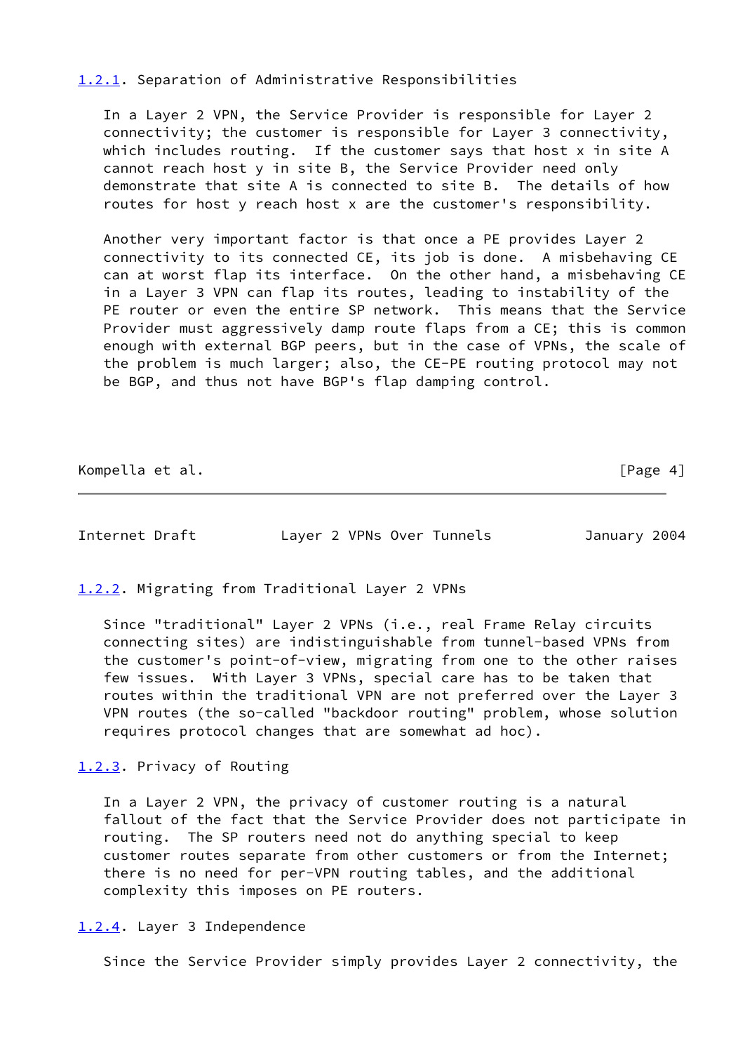### 1.2.1. Separation of Administrative Responsibilities

In a Layer 2 VPN, the Service Provider is responsible for Layer 2 connectivity; the customer is responsible for Layer 3 connectivity, which includes routing. If the customer says that host x in site A cannot reach host y in site B, the Service Provider need only demonstrate that site A is connected to site B. The details of how routes for host y reach host x are the customer's responsibility.

Another very important factor is that once a PE provides Layer 2 connectivity to its connected CE, its job is done. A misbehaving CE can at worst flap its interface. On the other hand, a misbehaving CE in a Layer 3 VPN can flap its routes, leading to instability of the PE router or even the entire SP network. This means that the Service Provider must aggressively damp route flaps from a CE; this is common enough with external BGP peers, but in the case of VPNs, the scale of the problem is much larger; also, the CE-PE routing protocol may not be BGP, and thus not have BGP's flap damping control.

### 1.2.2. Migrating from Traditional Layer 2 VPNs

Since "traditional" Layer 2 VPNs (i.e., real Frame Relay circuits connecting sites) are indistinguishable from tunnel-based VPNs from the customer's point-of-view, migrating from one to the other raises few issues. With Layer 3 VPNs, special care has to be taken that routes within the traditional VPN are not preferred over the Layer 3 VPN routes (the so-called "backdoor routing" problem, whose solution requires protocol changes that are somewhat ad hoc).

### 1.2.3. Privacy of Routing

In a Layer 2 VPN, the privacy of customer routing is a natural fallout of the fact that the Service Provider does not participate in routing. The SP routers need not do anything special to keep customer routes separate from other customers or from the Internet; there is no need for per-VPN routing tables, and the additional complexity this imposes on PE routers.

### 1.2.4. Layer 3 Independence

Since the Service Provider simply provides Layer 2 connectivity, the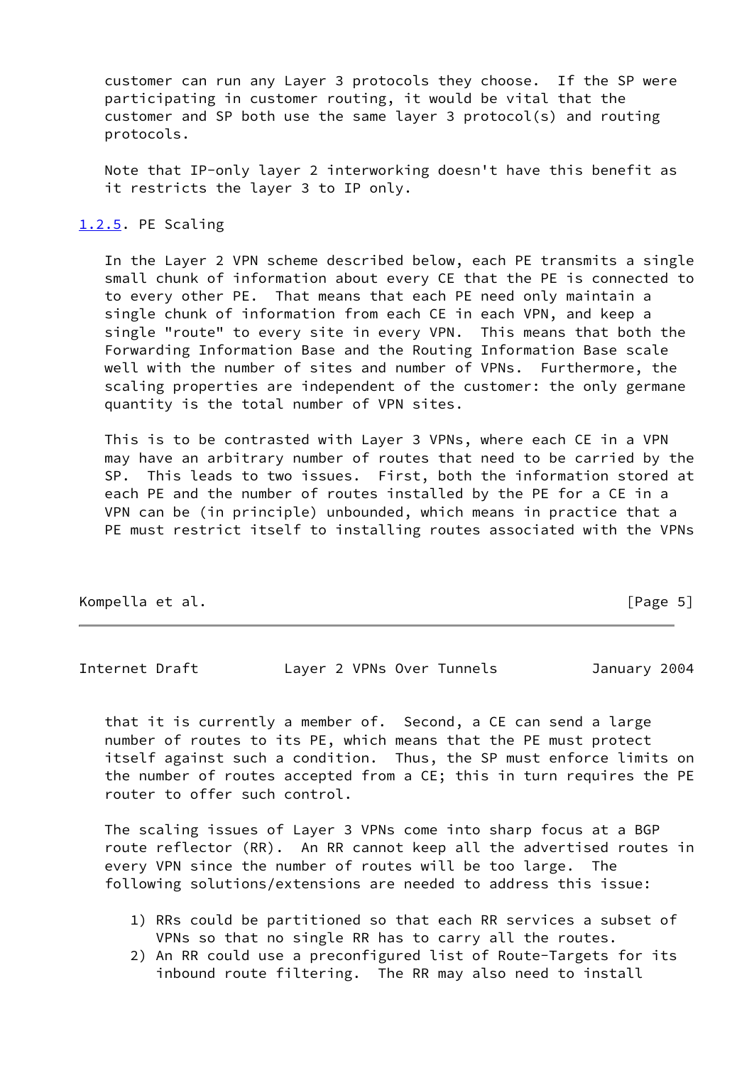customer can run any Layer 3 protocols they choose. If the SP were participating in customer routing, it would be vital that the customer and SP both use the same layer 3 protocol(s) and routing protocols.

Note that IP-only layer 2 interworking doesn't have this benefit as it restricts the layer 3 to IP only.

### 1.2.5. PE Scaling

In the Layer 2 VPN scheme described below, each PE transmits a single small chunk of information about every CE that the PE is connected to to every other PE. That means that each PE need only maintain a single chunk of information from each CE in each VPN, and keep a single "route" to every site in every VPN. This means that both the Forwarding Information Base and the Routing Information Base scale well with the number of sites and number of VPNs. Furthermore, the scaling properties are independent of the customer: the only germane quantity is the total number of VPN sites.

This is to be contrasted with Layer 3 VPNs, where each CE in a VPN may have an arbitrary number of routes that need to be carried by the SP. This leads to two issues. First, both the information stored at each PE and the number of routes installed by the PE for a CE in a VPN can be (in principle) unbounded, which means in practice that a PE must restrict itself to installing routes associated with the VPNs that it is currently a member of. Second, a CE can send a large number of routes to its PE, which means that the PE must protect itself against such a condition. Thus, the SP must enforce limits on the number of routes accepted from a CE; this in turn requires the PE router to offer such control.

The scaling issues of Layer 3 VPNs come into sharp focus at a BGP route reflector (RR). An RR cannot keep all the advertised routes in every VPN since the number of routes will be too large. The following solutions/extensions are needed to address this issue:

1) RRs could be partitioned so that each RR services a subset of VPNs so that no single RR has to carry all the routes.
2) An RR could use a preconfigured list of Route-Targets for its inbound route filtering. The RR may also need to install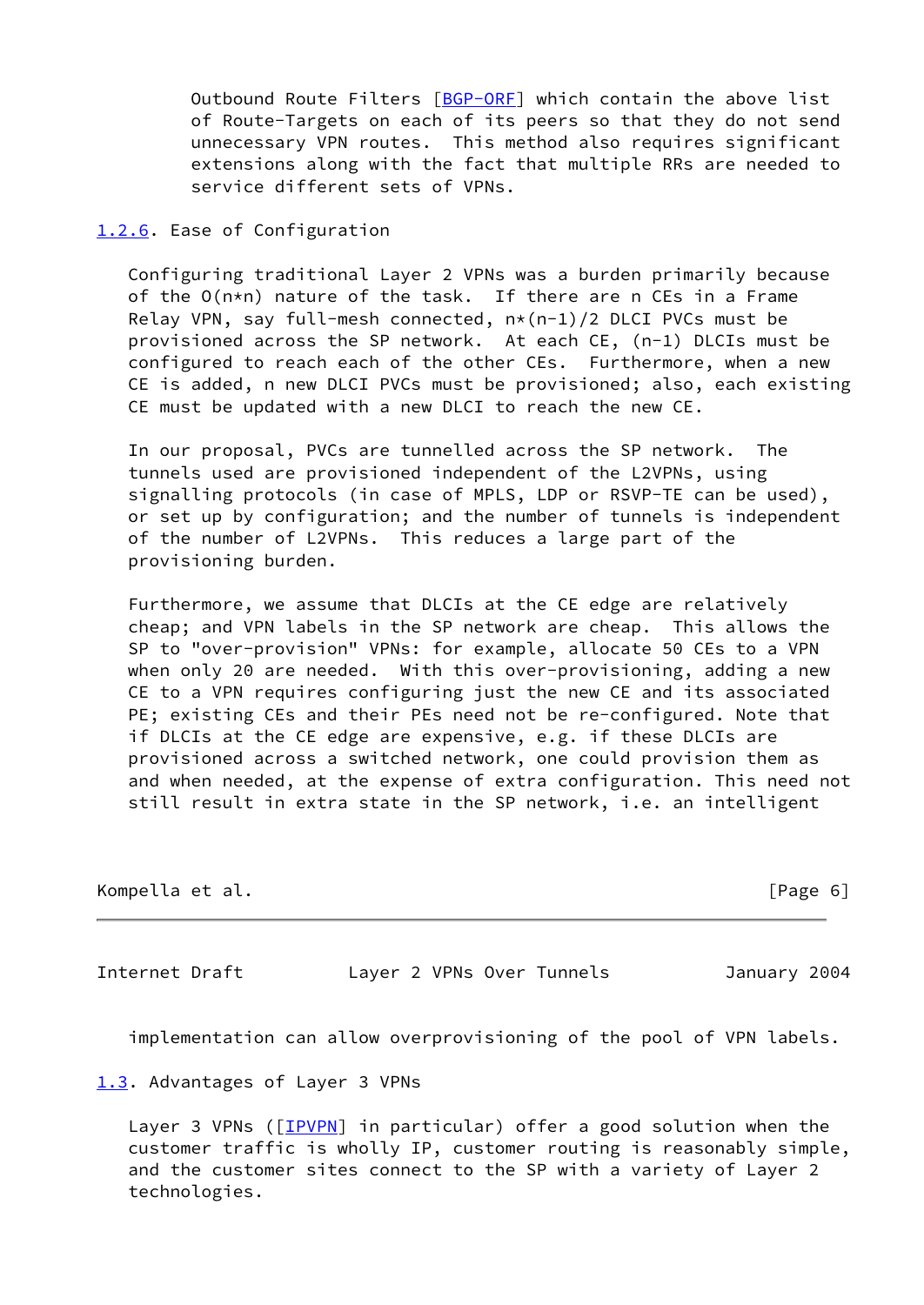Outbound Route Filters [BGP-ORF] which contain the above list of Route-Targets on each of its peers so that they do not send unnecessary VPN routes. This method also requires significant extensions along with the fact that multiple RRs are needed to service different sets of VPNs.

### 1.2.6. Ease of Configuration

Configuring traditional Layer 2 VPNs was a burden primarily because of the $O(n*n)$ nature of the task. If there are n CEs in a Frame Relay VPN, say full-mesh connected, $n*(n-1)/2$ DLCI PVCs must be provisioned across the SP network. At each CE, $(n-1)$ DLCIs must be configured to reach each of the other CEs. Furthermore, when a new CE is added, n new DLCI PVCs must be provisioned; also, each existing CE must be updated with a new DLCI to reach the new CE.

In our proposal, PVCs are tunnelled across the SP network. The tunnels used are provisioned independent of the L2VPNs, using signalling protocols (in case of MPLS, LDP or RSVP-TE can be used), or set up by configuration; and the number of tunnels is independent of the number of L2VPNs. This reduces a large part of the provisioning burden.

Furthermore, we assume that DLCIs at the CE edge are relatively cheap; and VPN labels in the SP network are cheap. This allows the SP to "over-provision" VPNs: for example, allocate 50 CEs to a VPN when only 20 are needed. With this over-provisioning, adding a new CE to a VPN requires configuring just the new CE and its associated PE; existing CEs and their PEs need not be re-configured. Note that if DLCIs at the CE edge are expensive, e.g. if these DLCIs are provisioned across a switched network, one could provision them as and when needed, at the expense of extra configuration. This need not still result in extra state in the SP network, i.e. an intelligent implementation can allow overprovisioning of the pool of VPN labels.

## 1.3. Advantages of Layer 3 VPNs

Layer 3 VPNs ([IPVPN] in particular) offer a good solution when the customer traffic is wholly IP, customer routing is reasonably simple, and the customer sites connect to the SP with a variety of Layer 2 technologies.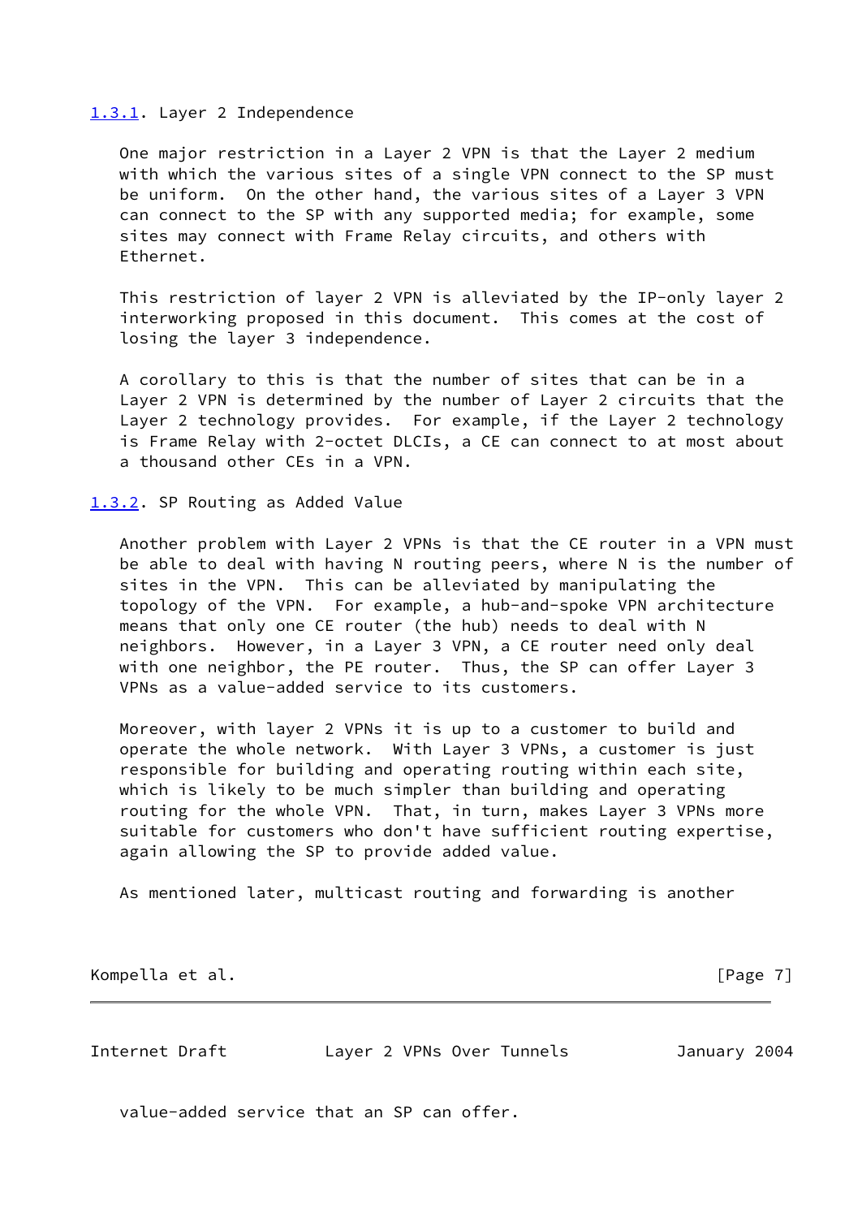### 1.3.1. Layer 2 Independence

One major restriction in a Layer 2 VPN is that the Layer 2 medium with which the various sites of a single VPN connect to the SP must be uniform. On the other hand, the various sites of a Layer 3 VPN can connect to the SP with any supported media; for example, some sites may connect with Frame Relay circuits, and others with Ethernet.

This restriction of layer 2 VPN is alleviated by the IP-only layer 2 interworking proposed in this document. This comes at the cost of losing the layer 3 independence.

A corollary to this is that the number of sites that can be in a Layer 2 VPN is determined by the number of Layer 2 circuits that the Layer 2 technology provides. For example, if the Layer 2 technology is Frame Relay with 2-octet DLCIs, a CE can connect to at most about a thousand other CEs in a VPN.

### 1.3.2. SP Routing as Added Value

Another problem with Layer 2 VPNs is that the CE router in a VPN must be able to deal with having N routing peers, where N is the number of sites in the VPN. This can be alleviated by manipulating the topology of the VPN. For example, a hub-and-spoke VPN architecture means that only one CE router (the hub) needs to deal with N neighbors. However, in a Layer 3 VPN, a CE router need only deal with one neighbor, the PE router. Thus, the SP can offer Layer 3 VPNs as a value-added service to its customers.

Moreover, with layer 2 VPNs it is up to a customer to build and operate the whole network. With Layer 3 VPNs, a customer is just responsible for building and operating routing within each site, which is likely to be much simpler than building and operating routing for the whole VPN. That, in turn, makes Layer 3 VPNs more suitable for customers who don't have sufficient routing expertise, again allowing the SP to provide added value.

As mentioned later, multicast routing and forwarding is another value-added service that an SP can offer.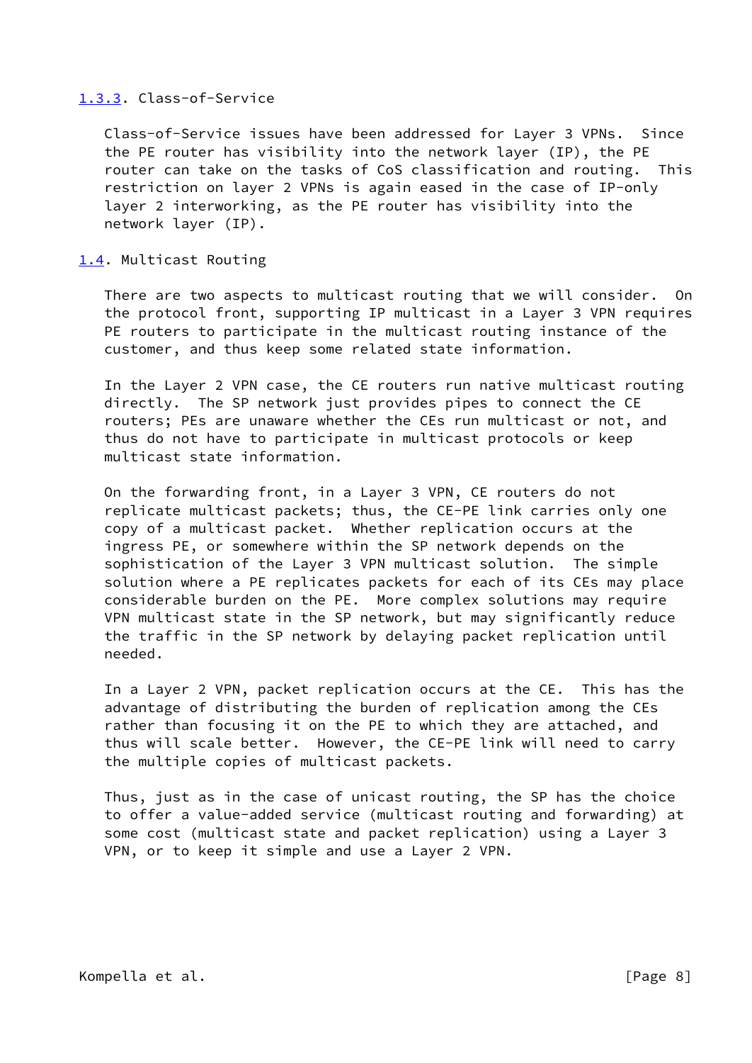### 1.3.3. Class-of-Service

Class-of-Service issues have been addressed for Layer 3 VPNs. Since the PE router has visibility into the network layer (IP), the PE router can take on the tasks of CoS classification and routing. This restriction on layer 2 VPNs is again eased in the case of IP-only layer 2 interworking, as the PE router has visibility into the network layer (IP).

## 1.4. Multicast Routing

There are two aspects to multicast routing that we will consider. On the protocol front, supporting IP multicast in a Layer 3 VPN requires PE routers to participate in the multicast routing instance of the customer, and thus keep some related state information.

In the Layer 2 VPN case, the CE routers run native multicast routing directly. The SP network just provides pipes to connect the CE routers; PEs are unaware whether the CEs run multicast or not, and thus do not have to participate in multicast protocols or keep multicast state information.

On the forwarding front, in a Layer 3 VPN, CE routers do not replicate multicast packets; thus, the CE-PE link carries only one copy of a multicast packet. Whether replication occurs at the ingress PE, or somewhere within the SP network depends on the sophistication of the Layer 3 VPN multicast solution. The simple solution where a PE replicates packets for each of its CEs may place considerable burden on the PE. More complex solutions may require VPN multicast state in the SP network, but may significantly reduce the traffic in the SP network by delaying packet replication until needed.

In a Layer 2 VPN, packet replication occurs at the CE. This has the advantage of distributing the burden of replication among the CEs rather than focusing it on the PE to which they are attached, and thus will scale better. However, the CE-PE link will need to carry the multiple copies of multicast packets.

Thus, just as in the case of unicast routing, the SP has the choice to offer a value-added service (multicast routing and forwarding) at some cost (multicast state and packet replication) using a Layer 3 VPN, or to keep it simple and use a Layer 2 VPN.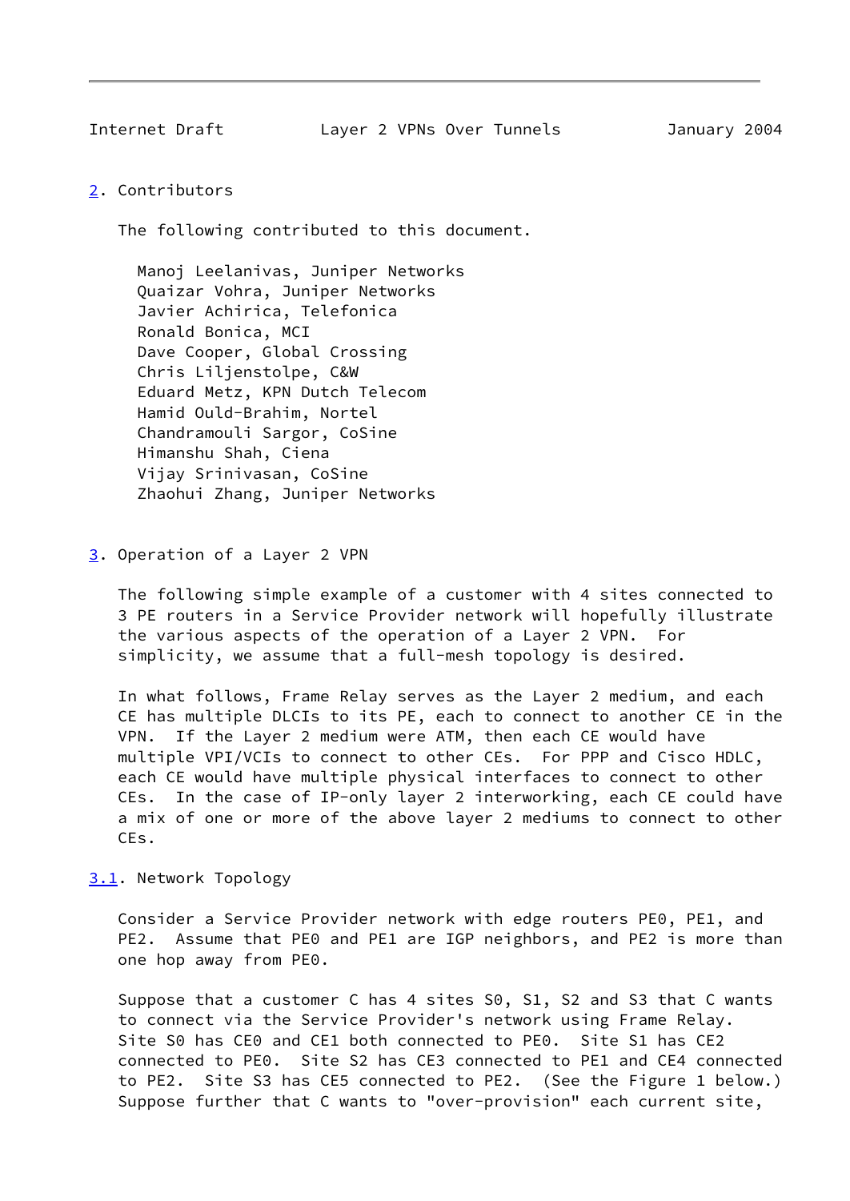## 2. Contributors

The following contributed to this document.

Manoj Leelanivas, Juniper Networks
Quaizar Vohra, Juniper Networks
Javier Achirica, Telefonica
Ronald Bonica, MCI
Dave Cooper, Global Crossing
Chris Liljenstolpe, C&W
Eduard Metz, KPN Dutch Telecom
Hamid Ould-Brahim, Nortel
Chandramouli Sargor, CoSine
Himanshu Shah, Ciena
Vijay Srinivasan, CoSine
Zhaohui Zhang, Juniper Networks

## 3. Operation of a Layer 2 VPN

The following simple example of a customer with 4 sites connected to 3 PE routers in a Service Provider network will hopefully illustrate the various aspects of the operation of a Layer 2 VPN. For simplicity, we assume that a full-mesh topology is desired.

In what follows, Frame Relay serves as the Layer 2 medium, and each CE has multiple DLCIs to its PE, each to connect to another CE in the VPN. If the Layer 2 medium were ATM, then each CE would have multiple VPI/VCIs to connect to other CEs. For PPP and Cisco HDLC, each CE would have multiple physical interfaces to connect to other CEs. In the case of IP-only layer 2 interworking, each CE could have a mix of one or more of the above layer 2 mediums to connect to other CEs.

### 3.1. Network Topology

Consider a Service Provider network with edge routers PE0, PE1, and PE2. Assume that PE0 and PE1 are IGP neighbors, and PE2 is more than one hop away from PE0.

Suppose that a customer C has 4 sites S0, S1, S2 and S3 that C wants to connect via the Service Provider's network using Frame Relay. Site S0 has CE0 and CE1 both connected to PE0. Site S1 has CE2 connected to PE0. Site S2 has CE3 connected to PE1 and CE4 connected to PE2. Site S3 has CE5 connected to PE2. (See the Figure 1 below.) Suppose further that C wants to "over-provision" each current site,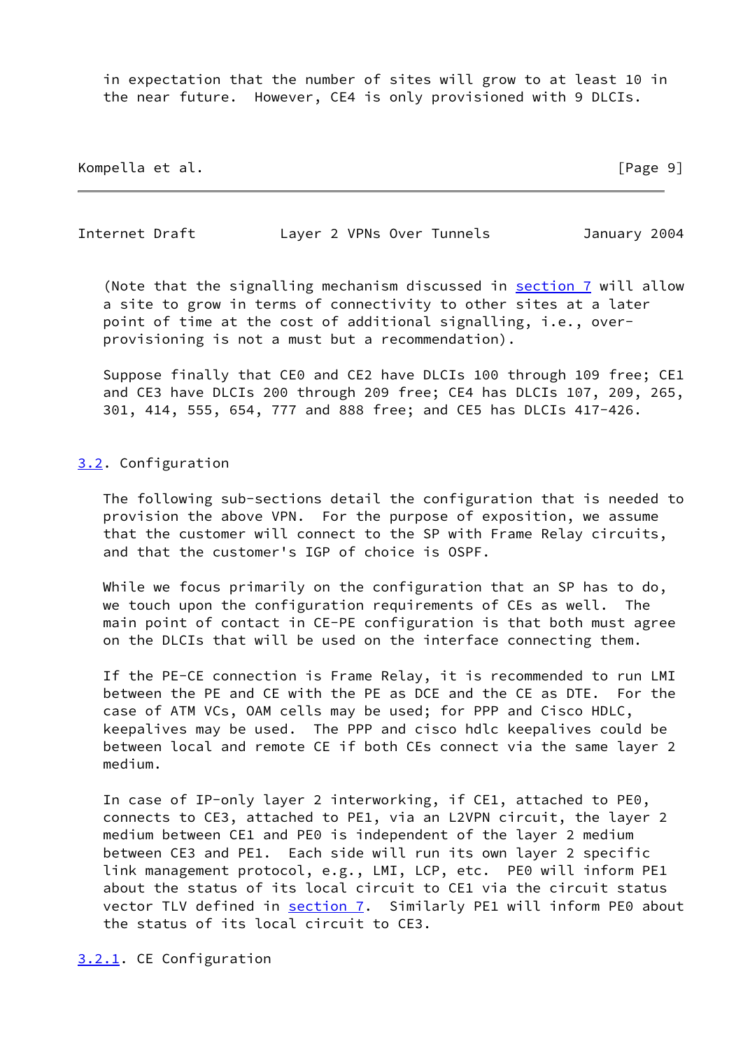in expectation that the number of sites will grow to at least 10 in the near future. However, CE4 is only provisioned with 9 DLCIs.

(Note that the signalling mechanism discussed in section 7 will allow a site to grow in terms of connectivity to other sites at a later point of time at the cost of additional signalling, i.e., over-provisioning is not a must but a recommendation).

Suppose finally that CE0 and CE2 have DLCIs 100 through 109 free; CE1 and CE3 have DLCIs 200 through 209 free; CE4 has DLCIs 107, 209, 265, 301, 414, 555, 654, 777 and 888 free; and CE5 has DLCIs 417-426.

## 3.2. Configuration

The following sub-sections detail the configuration that is needed to provision the above VPN. For the purpose of exposition, we assume that the customer will connect to the SP with Frame Relay circuits, and that the customer's IGP of choice is OSPF.

While we focus primarily on the configuration that an SP has to do, we touch upon the configuration requirements of CEs as well. The main point of contact in CE-PE configuration is that both must agree on the DLCIs that will be used on the interface connecting them.

If the PE-CE connection is Frame Relay, it is recommended to run LMI between the PE and CE with the PE as DCE and the CE as DTE. For the case of ATM VCs, OAM cells may be used; for PPP and Cisco HDLC, keepalives may be used. The PPP and cisco hdlc keepalives could be between local and remote CE if both CEs connect via the same layer 2 medium.

In case of IP-only layer 2 interworking, if CE1, attached to PE0, connects to CE3, attached to PE1, via an L2VPN circuit, the layer 2 medium between CE1 and PE0 is independent of the layer 2 medium between CE3 and PE1. Each side will run its own layer 2 specific link management protocol, e.g., LMI, LCP, etc. PE0 will inform PE1 about the status of its local circuit to CE1 via the circuit status vector TLV defined in section 7. Similarly PE1 will inform PE0 about the status of its local circuit to CE3.

### 3.2.1. CE Configuration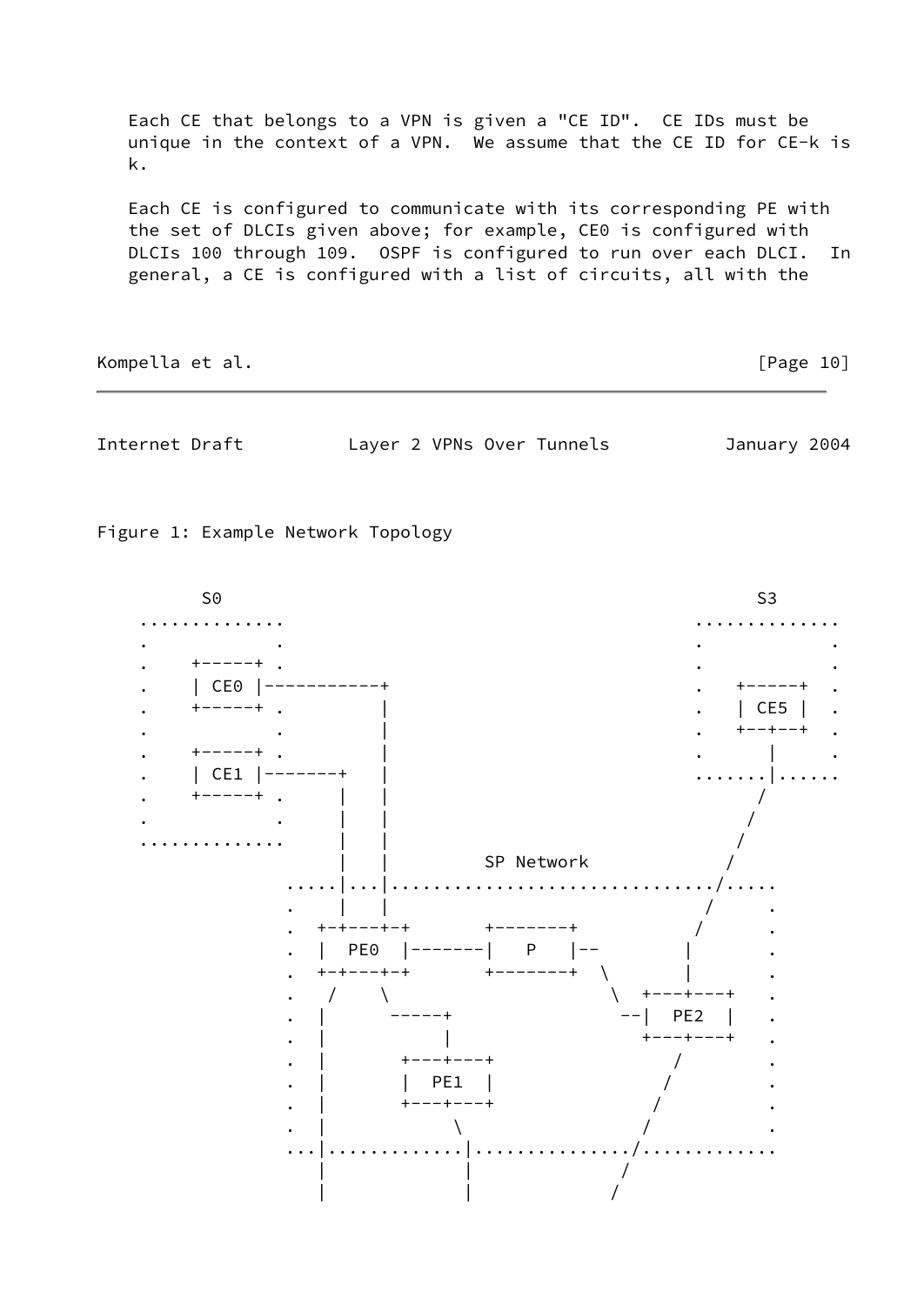Each CE that belongs to a VPN is given a "CE ID". CE IDs must be unique in the context of a VPN. We assume that the CE ID for CE-k is k.

Each CE is configured to communicate with its corresponding PE with the set of DLCIs given above; for example, CE0 is configured with DLCIs 100 through 109. OSPF is configured to run over each DLCI. In general, a CE is configured with a list of circuits, all with the

Figure 1: Example Network Topology

```
       S0                                                       S3
 .............                                          .............
 .           .                                          .           .
 .    +-----+ .                                         .           .
 .    | CE0 |-----------+                               .   +-----+  .
 .    +-----+ .         |                               .   | CE5 |  .
 .           .          |                               .   +--+--+  .
 .    +-----+ .         |                               .      |     .
 .    | CE1 |-------+   |                               .......|......
 .    +-----+ .     |   |                                     /
 .           .      |   |                                    /
 .............      |   |                                   /
                    |   |         SP Network               /
                .....|...|.............................../.....
                .    |   |                              /     .
                .  +-+---+-+       +--------+          /      .
                .  |  PE0  |-------|   P    |--       |       .
                .  +-+---+-+       +--------+  \      |       .
                .   /    \                      \  +---+---+   .
                .  |      -----+                --|  PE2  |   .
                .  |           |                   +---+---+   .
                .  |       +---+---+                /         .
                .  |       |  PE1  |               /          .
                .  |       +---+---+              /           .
                .  |            \                /            .
                ...|.............|.............../.............
                   |             |              /
                   |             |             /
```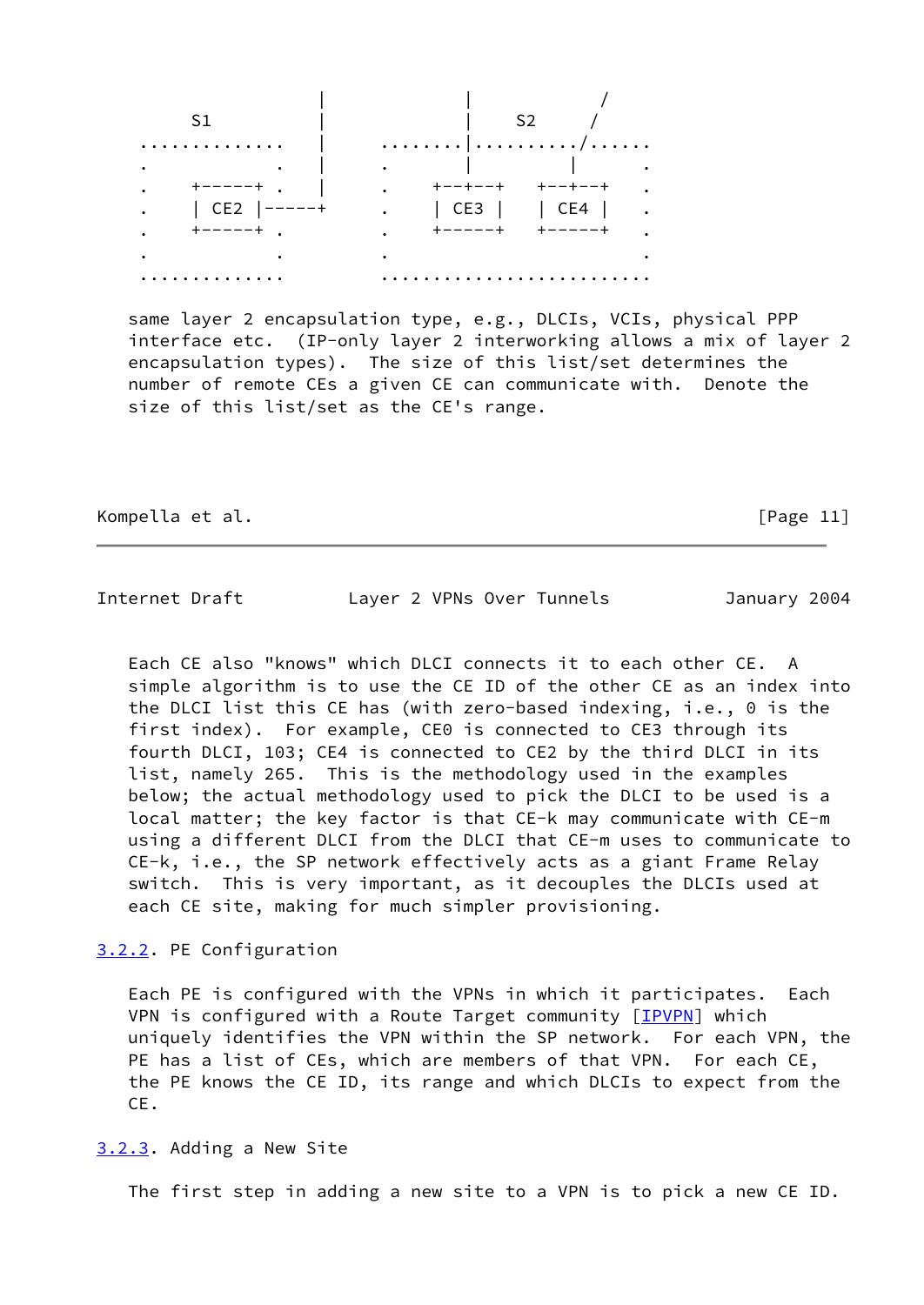```
                      |             |          /
      S1              |             |    S2   /
  ..............      |      ........|........../......
  .             .     |      .       |          |     .
  .    +-----+ .      |      .   +--+--+    +--+--+   .
  .    | CE2 |-------+       .   | CE3 |    | CE4 |   .
  .    +-----+ .             .   +-----+    +-----+   .
  .             .            .                        .
  ..............             ..........................
```

same layer 2 encapsulation type, e.g., DLCIs, VCIs, physical PPP interface etc. (IP-only layer 2 interworking allows a mix of layer 2 encapsulation types). The size of this list/set determines the number of remote CEs a given CE can communicate with. Denote the size of this list/set as the CE's range.

Each CE also "knows" which DLCI connects it to each other CE. A simple algorithm is to use the CE ID of the other CE as an index into the DLCI list this CE has (with zero-based indexing, i.e., 0 is the first index). For example, CE0 is connected to CE3 through its fourth DLCI, 103; CE4 is connected to CE2 by the third DLCI in its list, namely 265. This is the methodology used in the examples below; the actual methodology used to pick the DLCI to be used is a local matter; the key factor is that CE-k may communicate with CE-m using a different DLCI from the DLCI that CE-m uses to communicate to CE-k, i.e., the SP network effectively acts as a giant Frame Relay switch. This is very important, as it decouples the DLCIs used at each CE site, making for much simpler provisioning.

### 3.2.2. PE Configuration

Each PE is configured with the VPNs in which it participates. Each VPN is configured with a Route Target community [IPVPN] which uniquely identifies the VPN within the SP network. For each VPN, the PE has a list of CEs, which are members of that VPN. For each CE, the PE knows the CE ID, its range and which DLCIs to expect from the CE.

### 3.2.3. Adding a New Site

The first step in adding a new site to a VPN is to pick a new CE ID.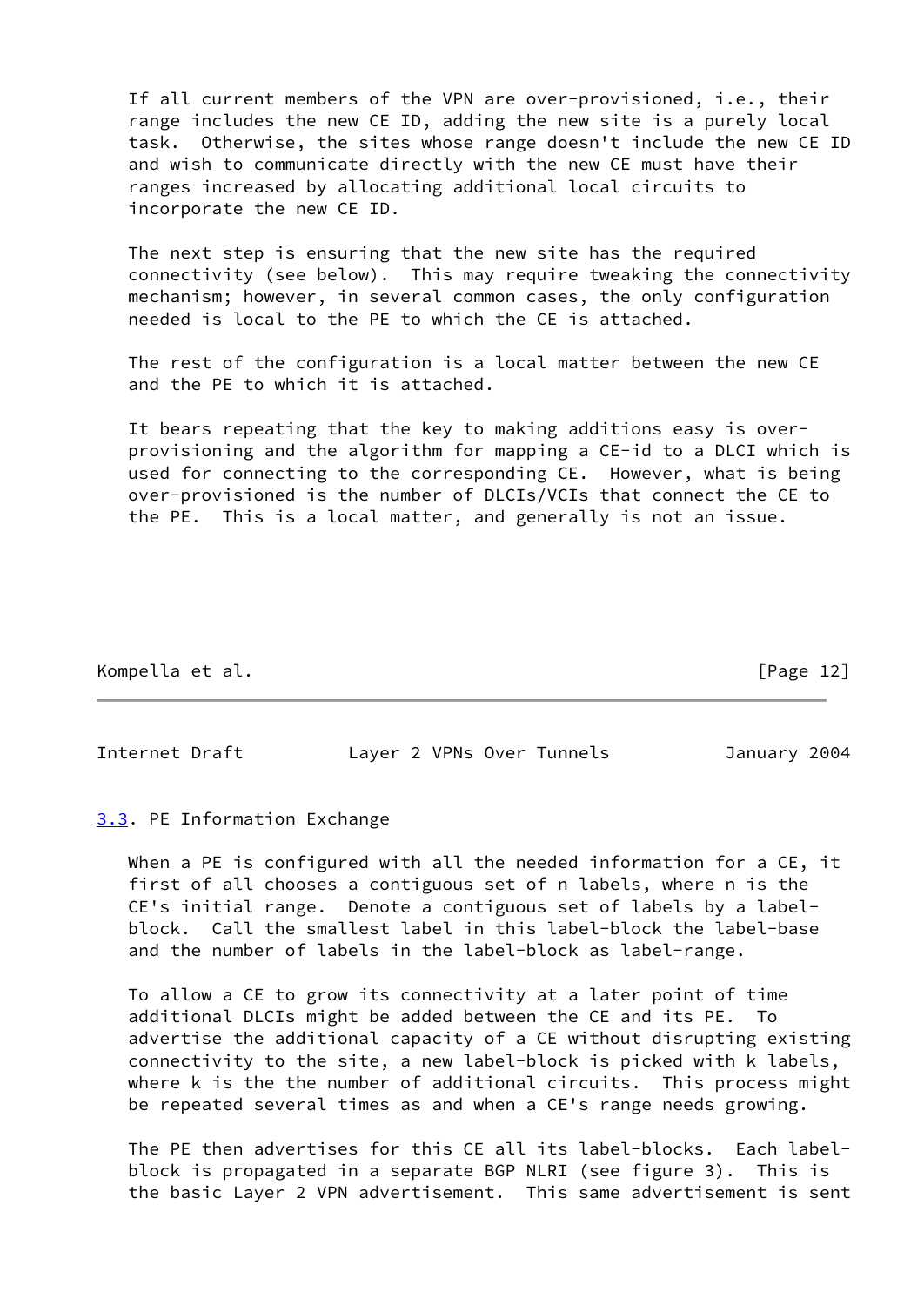If all current members of the VPN are over-provisioned, i.e., their range includes the new CE ID, adding the new site is a purely local task. Otherwise, the sites whose range doesn't include the new CE ID and wish to communicate directly with the new CE must have their ranges increased by allocating additional local circuits to incorporate the new CE ID.

The next step is ensuring that the new site has the required connectivity (see below). This may require tweaking the connectivity mechanism; however, in several common cases, the only configuration needed is local to the PE to which the CE is attached.

The rest of the configuration is a local matter between the new CE and the PE to which it is attached.

It bears repeating that the key to making additions easy is over-provisioning and the algorithm for mapping a CE-id to a DLCI which is used for connecting to the corresponding CE. However, what is being over-provisioned is the number of DLCIs/VCIs that connect the CE to the PE. This is a local matter, and generally is not an issue.

### 3.3. PE Information Exchange

When a PE is configured with all the needed information for a CE, it first of all chooses a contiguous set of n labels, where n is the CE's initial range. Denote a contiguous set of labels by a label-block. Call the smallest label in this label-block the label-base and the number of labels in the label-block as label-range.

To allow a CE to grow its connectivity at a later point of time additional DLCIs might be added between the CE and its PE. To advertise the additional capacity of a CE without disrupting existing connectivity to the site, a new label-block is picked with k labels, where k is the the number of additional circuits. This process might be repeated several times as and when a CE's range needs growing.

The PE then advertises for this CE all its label-blocks. Each label-block is propagated in a separate BGP NLRI (see figure 3). This is the basic Layer 2 VPN advertisement. This same advertisement is sent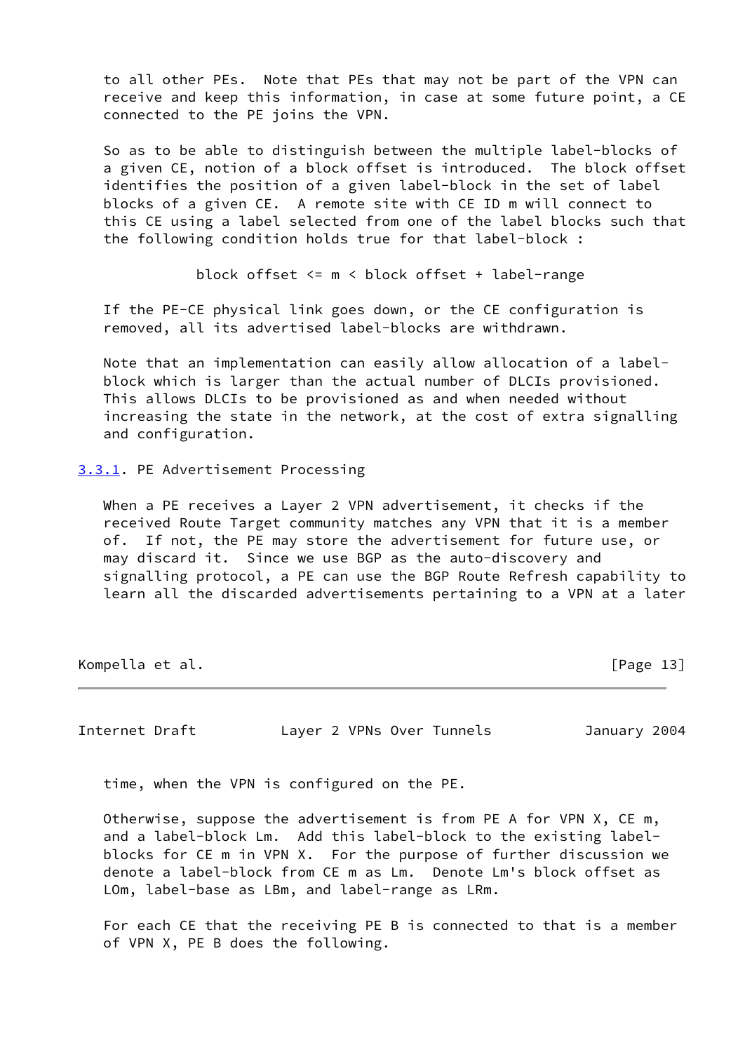to all other PEs. Note that PEs that may not be part of the VPN can receive and keep this information, in case at some future point, a CE connected to the PE joins the VPN.

So as to be able to distinguish between the multiple label-blocks of a given CE, notion of a block offset is introduced. The block offset identifies the position of a given label-block in the set of label blocks of a given CE. A remote site with CE ID m will connect to this CE using a label selected from one of the label blocks such that the following condition holds true for that label-block :

$$\text{block offset} \le m < \text{block offset} + \text{label-range}$$

If the PE-CE physical link goes down, or the CE configuration is removed, all its advertised label-blocks are withdrawn.

Note that an implementation can easily allow allocation of a label-block which is larger than the actual number of DLCIs provisioned. This allows DLCIs to be provisioned as and when needed without increasing the state in the network, at the cost of extra signalling and configuration.

### 3.3.1. PE Advertisement Processing

When a PE receives a Layer 2 VPN advertisement, it checks if the received Route Target community matches any VPN that it is a member of. If not, the PE may store the advertisement for future use, or may discard it. Since we use BGP as the auto-discovery and signalling protocol, a PE can use the BGP Route Refresh capability to learn all the discarded advertisements pertaining to a VPN at a later time, when the VPN is configured on the PE.

Otherwise, suppose the advertisement is from PE A for VPN X, CE m, and a label-block Lm. Add this label-block to the existing label-blocks for CE m in VPN X. For the purpose of further discussion we denote a label-block from CE m as Lm. Denote Lm's block offset as LOm, label-base as LBm, and label-range as LRm.

For each CE that the receiving PE B is connected to that is a member of VPN X, PE B does the following.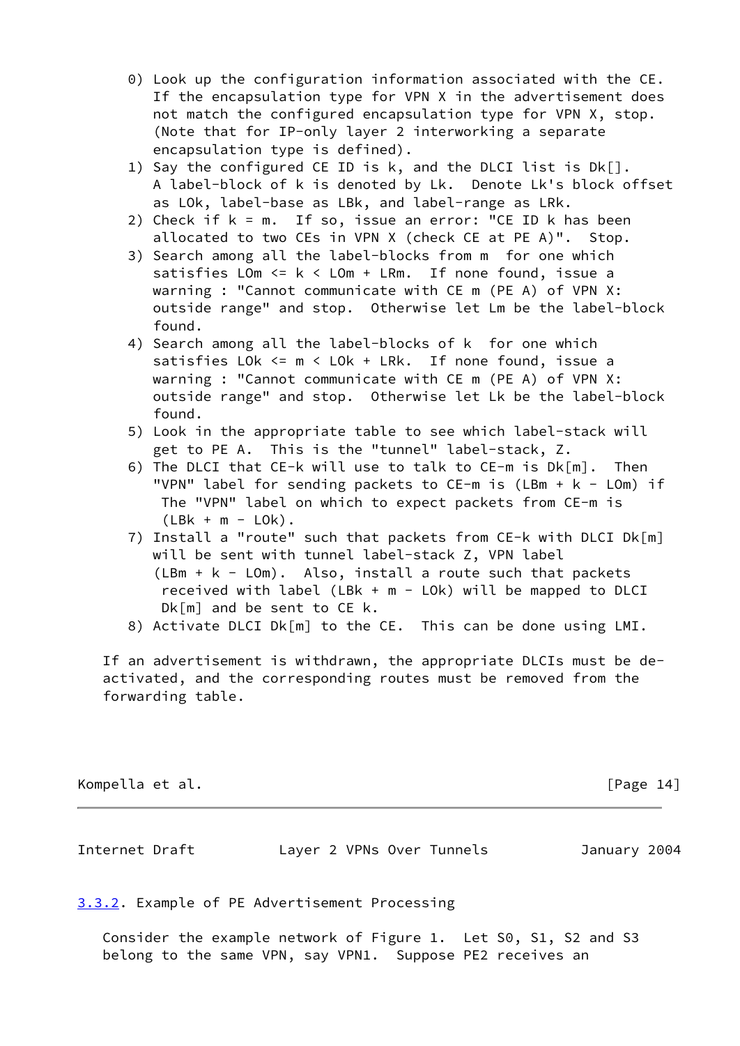0) Look up the configuration information associated with the CE. If the encapsulation type for VPN X in the advertisement does not match the configured encapsulation type for VPN X, stop. (Note that for IP-only layer 2 interworking a separate encapsulation type is defined).
1) Say the configured CE ID is k, and the DLCI list is Dk[]. A label-block of k is denoted by Lk. Denote Lk's block offset as LOk, label-base as LBk, and label-range as LRk.
2) Check if k = m. If so, issue an error: "CE ID k has been allocated to two CEs in VPN X (check CE at PE A)". Stop.
3) Search among all the label-blocks from m for one which satisfies LOm <= k < LOm + LRm. If none found, issue a warning : "Cannot communicate with CE m (PE A) of VPN X: outside range" and stop. Otherwise let Lm be the label-block found.
4) Search among all the label-blocks of k for one which satisfies LOk <= m < LOk + LRk. If none found, issue a warning : "Cannot communicate with CE m (PE A) of VPN X: outside range" and stop. Otherwise let Lk be the label-block found.
5) Look in the appropriate table to see which label-stack will get to PE A. This is the "tunnel" label-stack, Z.
6) The DLCI that CE-k will use to talk to CE-m is Dk[m]. Then "VPN" label for sending packets to CE-m is (LBm + k - LOm) if The "VPN" label on which to expect packets from CE-m is (LBk + m - LOk).
7) Install a "route" such that packets from CE-k with DLCI Dk[m] will be sent with tunnel label-stack Z, VPN label (LBm + k - LOm). Also, install a route such that packets received with label (LBk + m - LOk) will be mapped to DLCI Dk[m] and be sent to CE k.
8) Activate DLCI Dk[m] to the CE. This can be done using LMI.

If an advertisement is withdrawn, the appropriate DLCIs must be de-activated, and the corresponding routes must be removed from the forwarding table.

### 3.3.2. Example of PE Advertisement Processing

Consider the example network of Figure 1. Let S0, S1, S2 and S3 belong to the same VPN, say VPN1. Suppose PE2 receives an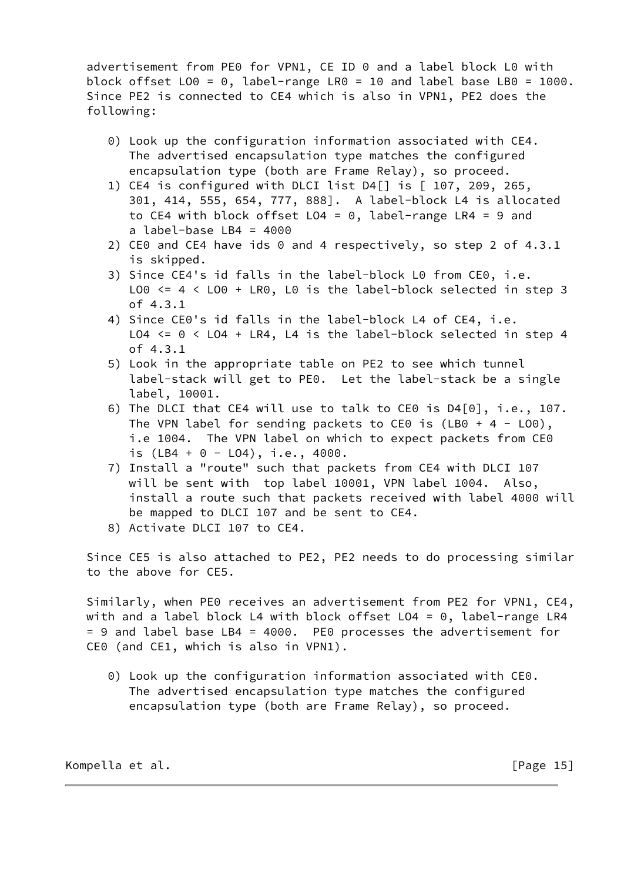advertisement from PE0 for VPN1, CE ID 0 and a label block L0 with block offset LO0 = 0, label-range LR0 = 10 and label base LB0 = 1000. Since PE2 is connected to CE4 which is also in VPN1, PE2 does the following:

0) Look up the configuration information associated with CE4. The advertised encapsulation type matches the configured encapsulation type (both are Frame Relay), so proceed.
1) CE4 is configured with DLCI list D4[] is [ 107, 209, 265, 301, 414, 555, 654, 777, 888]. A label-block L4 is allocated to CE4 with block offset LO4 = 0, label-range LR4 = 9 and a label-base LB4 = 4000
2) CE0 and CE4 have ids 0 and 4 respectively, so step 2 of 4.3.1 is skipped.
3) Since CE4's id falls in the label-block L0 from CE0, i.e. LO0 <= 4 < LO0 + LR0, L0 is the label-block selected in step 3 of 4.3.1
4) Since CE0's id falls in the label-block L4 of CE4, i.e. LO4 <= 0 < LO4 + LR4, L4 is the label-block selected in step 4 of 4.3.1
5) Look in the appropriate table on PE2 to see which tunnel label-stack will get to PE0. Let the label-stack be a single label, 10001.
6) The DLCI that CE4 will use to talk to CE0 is D4[0], i.e., 107. The VPN label for sending packets to CE0 is (LB0 + 4 - LO0), i.e 1004. The VPN label on which to expect packets from CE0 is (LB4 + 0 - LO4), i.e., 4000.
7) Install a "route" such that packets from CE4 with DLCI 107 will be sent with top label 10001, VPN label 1004. Also, install a route such that packets received with label 4000 will be mapped to DLCI 107 and be sent to CE4.
8) Activate DLCI 107 to CE4.

Since CE5 is also attached to PE2, PE2 needs to do processing similar to the above for CE5.

Similarly, when PE0 receives an advertisement from PE2 for VPN1, CE4, with and a label block L4 with block offset LO4 = 0, label-range LR4 = 9 and label base LB4 = 4000. PE0 processes the advertisement for CE0 (and CE1, which is also in VPN1).

0) Look up the configuration information associated with CE0. The advertised encapsulation type matches the configured encapsulation type (both are Frame Relay), so proceed.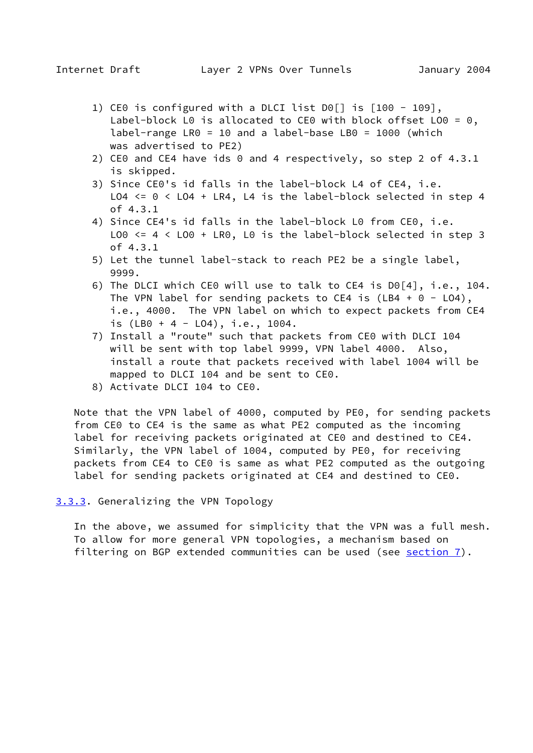1) CE0 is configured with a DLCI list D0[] is [100 - 109], Label-block L0 is allocated to CE0 with block offset LO0 = 0, label-range LR0 = 10 and a label-base LB0 = 1000 (which was advertised to PE2)
2) CE0 and CE4 have ids 0 and 4 respectively, so step 2 of 4.3.1 is skipped.
3) Since CE0's id falls in the label-block L4 of CE4, i.e. LO4 <= 0 < LO4 + LR4, L4 is the label-block selected in step 4 of 4.3.1
4) Since CE4's id falls in the label-block L0 from CE0, i.e. LO0 <= 4 < LO0 + LR0, L0 is the label-block selected in step 3 of 4.3.1
5) Let the tunnel label-stack to reach PE2 be a single label, 9999.
6) The DLCI which CE0 will use to talk to CE4 is D0[4], i.e., 104. The VPN label for sending packets to CE4 is (LB4 + 0 - LO4), i.e., 4000. The VPN label on which to expect packets from CE4 is (LB0 + 4 - LO4), i.e., 1004.
7) Install a "route" such that packets from CE0 with DLCI 104 will be sent with top label 9999, VPN label 4000. Also, install a route that packets received with label 1004 will be mapped to DLCI 104 and be sent to CE0.
8) Activate DLCI 104 to CE0.

Note that the VPN label of 4000, computed by PE0, for sending packets from CE0 to CE4 is the same as what PE2 computed as the incoming label for receiving packets originated at CE0 and destined to CE4. Similarly, the VPN label of 1004, computed by PE0, for receiving packets from CE4 to CE0 is same as what PE2 computed as the outgoing label for sending packets originated at CE4 and destined to CE0.

### 3.3.3. Generalizing the VPN Topology

In the above, we assumed for simplicity that the VPN was a full mesh. To allow for more general VPN topologies, a mechanism based on filtering on BGP extended communities can be used (see section 7).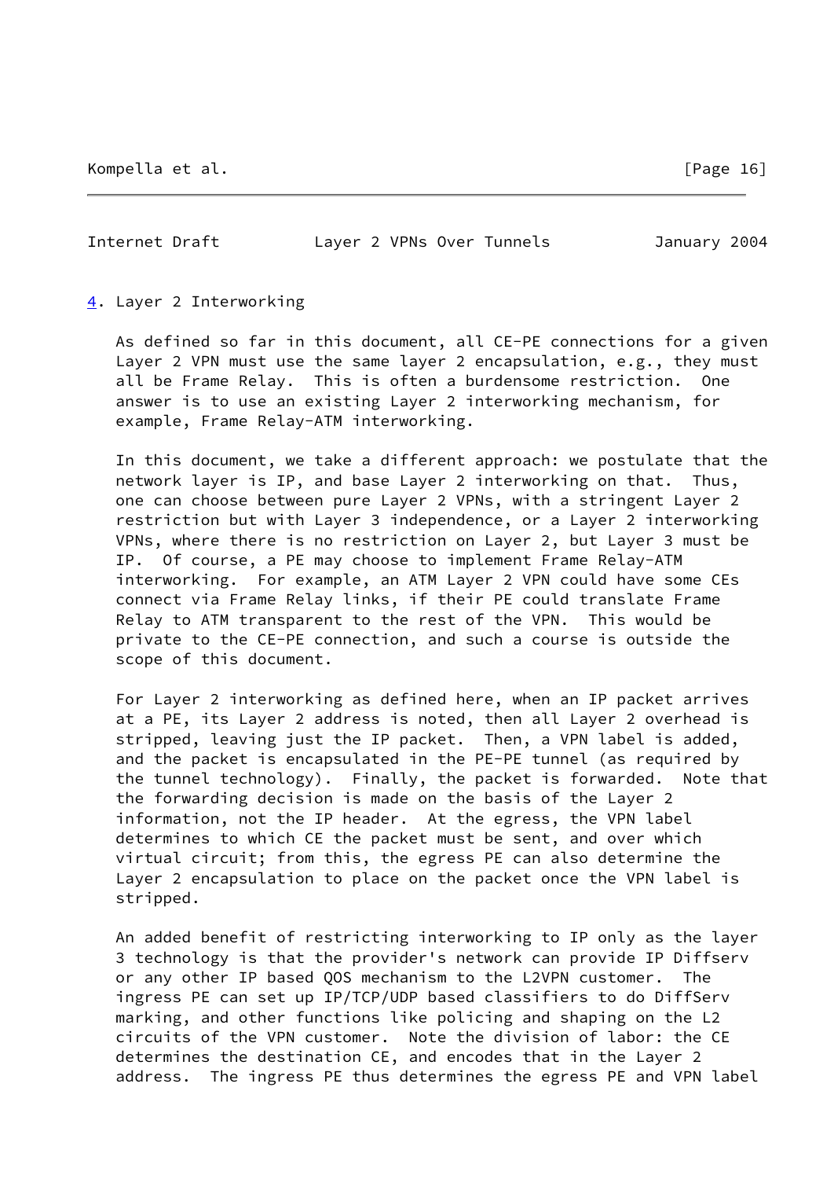## 4. Layer 2 Interworking

As defined so far in this document, all CE-PE connections for a given Layer 2 VPN must use the same layer 2 encapsulation, e.g., they must all be Frame Relay. This is often a burdensome restriction. One answer is to use an existing Layer 2 interworking mechanism, for example, Frame Relay-ATM interworking.

In this document, we take a different approach: we postulate that the network layer is IP, and base Layer 2 interworking on that. Thus, one can choose between pure Layer 2 VPNs, with a stringent Layer 2 restriction but with Layer 3 independence, or a Layer 2 interworking VPNs, where there is no restriction on Layer 2, but Layer 3 must be IP. Of course, a PE may choose to implement Frame Relay-ATM interworking. For example, an ATM Layer 2 VPN could have some CEs connect via Frame Relay links, if their PE could translate Frame Relay to ATM transparent to the rest of the VPN. This would be private to the CE-PE connection, and such a course is outside the scope of this document.

For Layer 2 interworking as defined here, when an IP packet arrives at a PE, its Layer 2 address is noted, then all Layer 2 overhead is stripped, leaving just the IP packet. Then, a VPN label is added, and the packet is encapsulated in the PE-PE tunnel (as required by the tunnel technology). Finally, the packet is forwarded. Note that the forwarding decision is made on the basis of the Layer 2 information, not the IP header. At the egress, the VPN label determines to which CE the packet must be sent, and over which virtual circuit; from this, the egress PE can also determine the Layer 2 encapsulation to place on the packet once the VPN label is stripped.

An added benefit of restricting interworking to IP only as the layer 3 technology is that the provider's network can provide IP Diffserv or any other IP based QOS mechanism to the L2VPN customer. The ingress PE can set up IP/TCP/UDP based classifiers to do DiffServ marking, and other functions like policing and shaping on the L2 circuits of the VPN customer. Note the division of labor: the CE determines the destination CE, and encodes that in the Layer 2 address. The ingress PE thus determines the egress PE and VPN label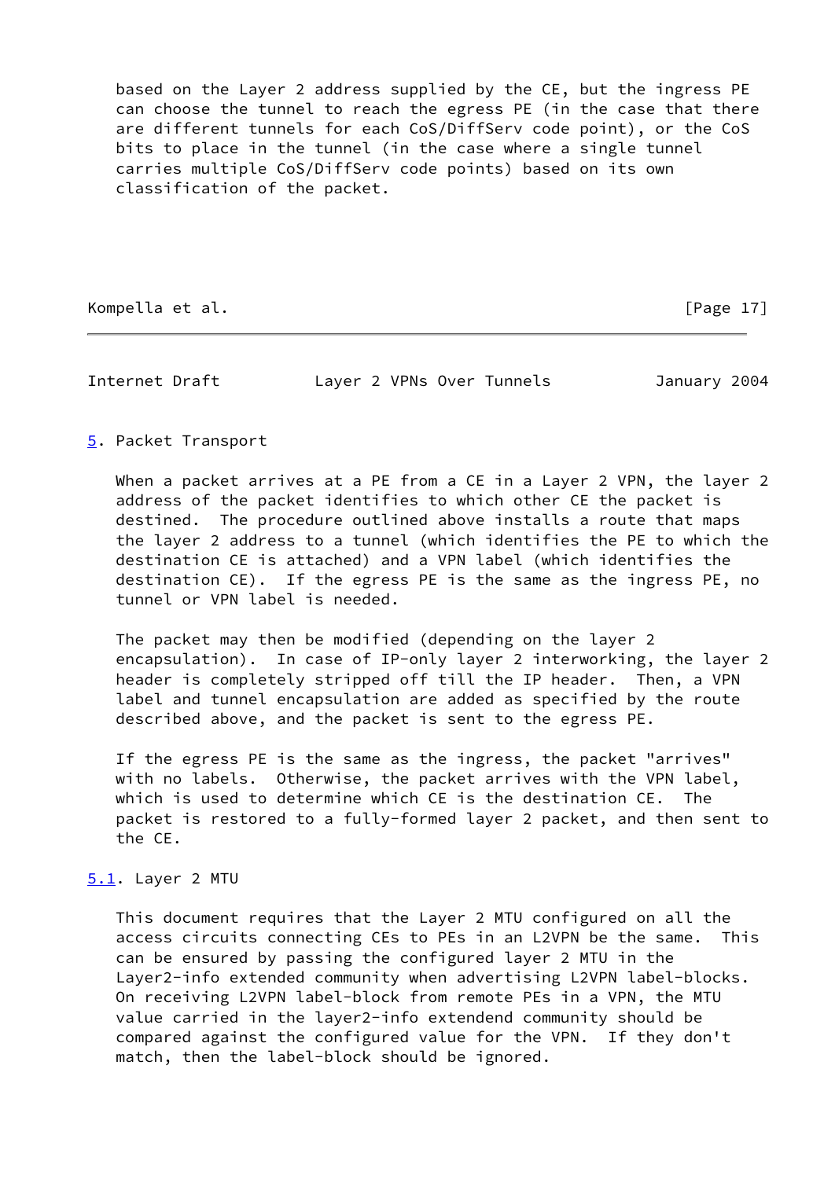based on the Layer 2 address supplied by the CE, but the ingress PE can choose the tunnel to reach the egress PE (in the case that there are different tunnels for each CoS/DiffServ code point), or the CoS bits to place in the tunnel (in the case where a single tunnel carries multiple CoS/DiffServ code points) based on its own classification of the packet.

## 5. Packet Transport

When a packet arrives at a PE from a CE in a Layer 2 VPN, the layer 2 address of the packet identifies to which other CE the packet is destined. The procedure outlined above installs a route that maps the layer 2 address to a tunnel (which identifies the PE to which the destination CE is attached) and a VPN label (which identifies the destination CE). If the egress PE is the same as the ingress PE, no tunnel or VPN label is needed.

The packet may then be modified (depending on the layer 2 encapsulation). In case of IP-only layer 2 interworking, the layer 2 header is completely stripped off till the IP header. Then, a VPN label and tunnel encapsulation are added as specified by the route described above, and the packet is sent to the egress PE.

If the egress PE is the same as the ingress, the packet "arrives" with no labels. Otherwise, the packet arrives with the VPN label, which is used to determine which CE is the destination CE. The packet is restored to a fully-formed layer 2 packet, and then sent to the CE.

### 5.1. Layer 2 MTU

This document requires that the Layer 2 MTU configured on all the access circuits connecting CEs to PEs in an L2VPN be the same. This can be ensured by passing the configured layer 2 MTU in the Layer2-info extended community when advertising L2VPN label-blocks. On receiving L2VPN label-block from remote PEs in a VPN, the MTU value carried in the layer2-info extendend community should be compared against the configured value for the VPN. If they don't match, then the label-block should be ignored.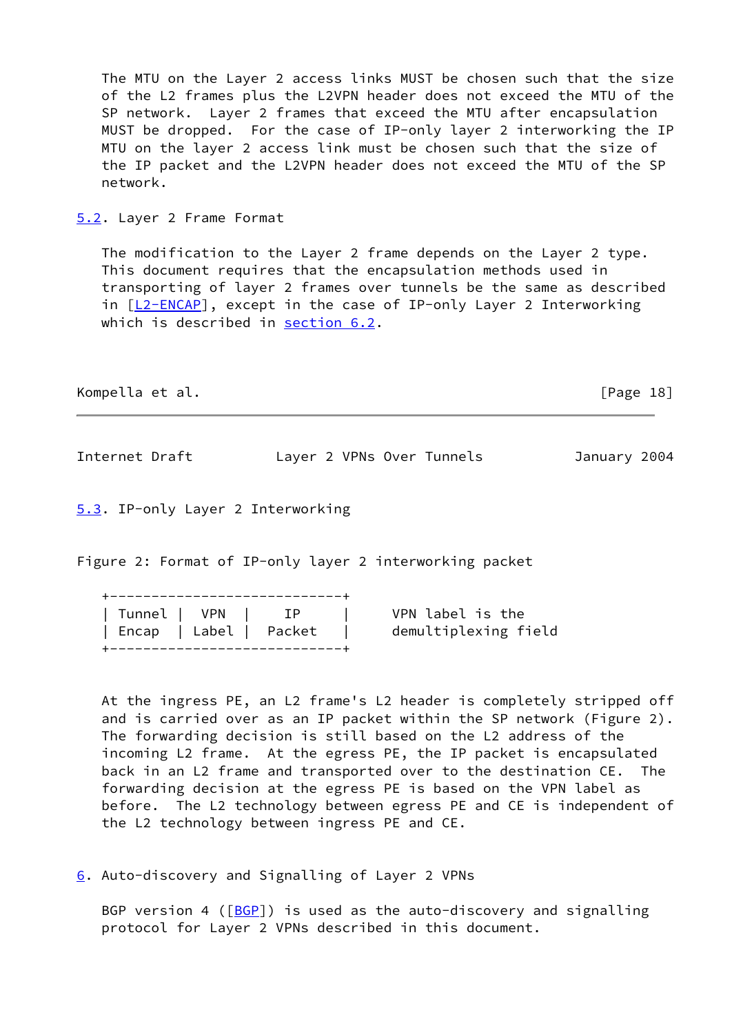The MTU on the Layer 2 access links MUST be chosen such that the size of the L2 frames plus the L2VPN header does not exceed the MTU of the SP network. Layer 2 frames that exceed the MTU after encapsulation MUST be dropped. For the case of IP-only layer 2 interworking the IP MTU on the layer 2 access link must be chosen such that the size of the IP packet and the L2VPN header does not exceed the MTU of the SP network.

## 5.2. Layer 2 Frame Format

The modification to the Layer 2 frame depends on the Layer 2 type. This document requires that the encapsulation methods used in transporting of layer 2 frames over tunnels be the same as described in [L2-ENCAP], except in the case of IP-only Layer 2 Interworking which is described in section 6.2.

## 5.3. IP-only Layer 2 Interworking

Figure 2: Format of IP-only layer 2 interworking packet

```
+----------------------------+
| Tunnel |  VPN  |    IP     |     VPN label is the
| Encap  | Label |  Packet   |     demultiplexing field
+----------------------------+
```

At the ingress PE, an L2 frame's L2 header is completely stripped off and is carried over as an IP packet within the SP network (Figure 2). The forwarding decision is still based on the L2 address of the incoming L2 frame. At the egress PE, the IP packet is encapsulated back in an L2 frame and transported over to the destination CE. The forwarding decision at the egress PE is based on the VPN label as before. The L2 technology between egress PE and CE is independent of the L2 technology between ingress PE and CE.

# 6. Auto-discovery and Signalling of Layer 2 VPNs

BGP version 4 ([BGP]) is used as the auto-discovery and signalling protocol for Layer 2 VPNs described in this document.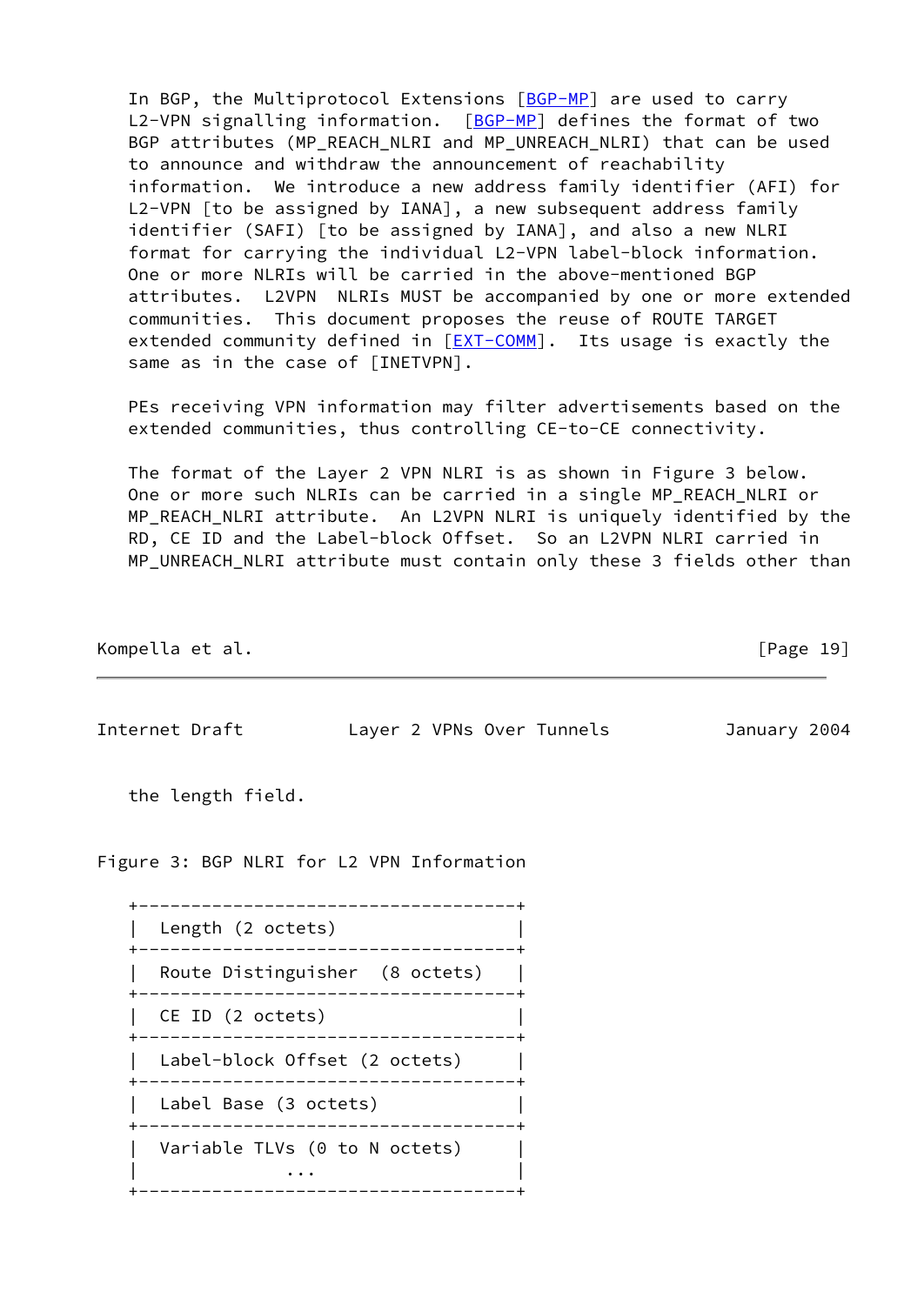In BGP, the Multiprotocol Extensions [BGP-MP] are used to carry L2-VPN signalling information. [BGP-MP] defines the format of two BGP attributes (MP_REACH_NLRI and MP_UNREACH_NLRI) that can be used to announce and withdraw the announcement of reachability information. We introduce a new address family identifier (AFI) for L2-VPN [to be assigned by IANA], a new subsequent address family identifier (SAFI) [to be assigned by IANA], and also a new NLRI format for carrying the individual L2-VPN label-block information. One or more NLRIs will be carried in the above-mentioned BGP attributes. L2VPN NLRIs MUST be accompanied by one or more extended communities. This document proposes the reuse of ROUTE TARGET extended community defined in [EXT-COMM]. Its usage is exactly the same as in the case of [INETVPN].

PEs receiving VPN information may filter advertisements based on the extended communities, thus controlling CE-to-CE connectivity.

The format of the Layer 2 VPN NLRI is as shown in Figure 3 below. One or more such NLRIs can be carried in a single MP_REACH_NLRI or MP_REACH_NLRI attribute. An L2VPN NLRI is uniquely identified by the RD, CE ID and the Label-block Offset. So an L2VPN NLRI carried in MP_UNREACH_NLRI attribute must contain only these 3 fields other than the length field.

Figure 3: BGP NLRI for L2 VPN Information

```
+------------------------------------+
|  Length (2 octets)                 |
+------------------------------------+
|  Route Distinguisher  (8 octets)   |
+------------------------------------+
|  CE ID (2 octets)                  |
+------------------------------------+
|  Label-block Offset (2 octets)     |
+------------------------------------+
|  Label Base (3 octets)             |
+------------------------------------+
|  Variable TLVs (0 to N octets)     |
|               ...                  |
+------------------------------------+
```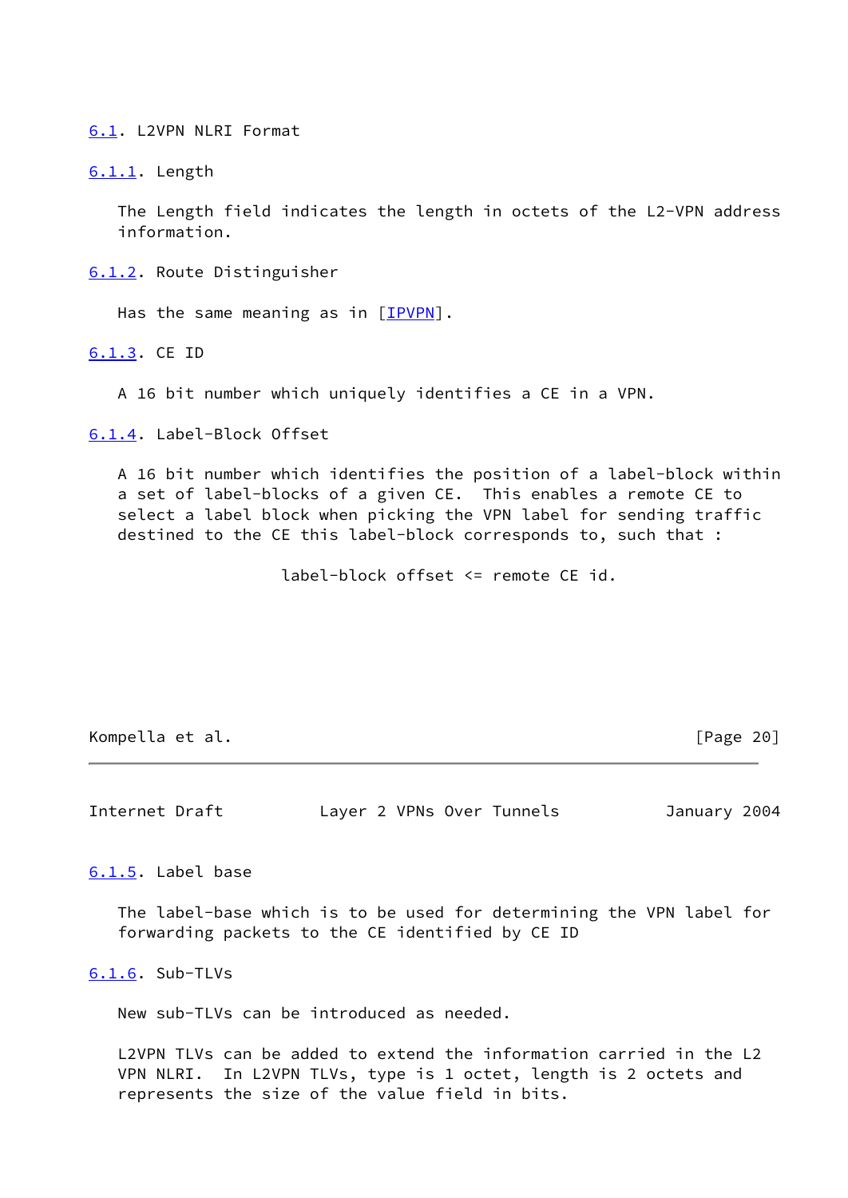### 6.1. L2VPN NLRI Format

#### 6.1.1. Length

The Length field indicates the length in octets of the L2-VPN address information.

#### 6.1.2. Route Distinguisher

Has the same meaning as in [IPVPN].

#### 6.1.3. CE ID

A 16 bit number which uniquely identifies a CE in a VPN.

#### 6.1.4. Label-Block Offset

A 16 bit number which identifies the position of a label-block within a set of label-blocks of a given CE.  This enables a remote CE to select a label block when picking the VPN label for sending traffic destined to the CE this label-block corresponds to, such that :

```
                 label-block offset <= remote CE id.
```

#### 6.1.5. Label base

The label-base which is to be used for determining the VPN label for forwarding packets to the CE identified by CE ID

#### 6.1.6. Sub-TLVs

New sub-TLVs can be introduced as needed.

L2VPN TLVs can be added to extend the information carried in the L2 VPN NLRI.  In L2VPN TLVs, type is 1 octet, length is 2 octets and represents the size of the value field in bits.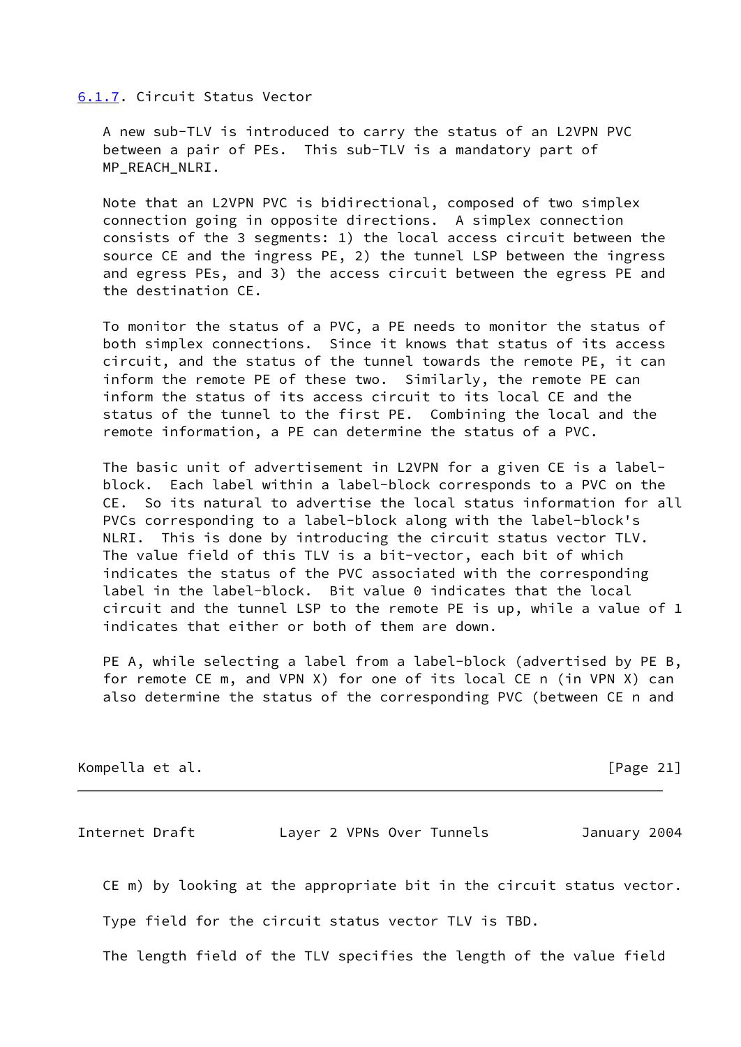### 6.1.7. Circuit Status Vector

A new sub-TLV is introduced to carry the status of an L2VPN PVC between a pair of PEs. This sub-TLV is a mandatory part of MP_REACH_NLRI.

Note that an L2VPN PVC is bidirectional, composed of two simplex connection going in opposite directions. A simplex connection consists of the 3 segments: 1) the local access circuit between the source CE and the ingress PE, 2) the tunnel LSP between the ingress and egress PEs, and 3) the access circuit between the egress PE and the destination CE.

To monitor the status of a PVC, a PE needs to monitor the status of both simplex connections. Since it knows that status of its access circuit, and the status of the tunnel towards the remote PE, it can inform the remote PE of these two. Similarly, the remote PE can inform the status of its access circuit to its local CE and the status of the tunnel to the first PE. Combining the local and the remote information, a PE can determine the status of a PVC.

The basic unit of advertisement in L2VPN for a given CE is a label-block. Each label within a label-block corresponds to a PVC on the CE. So its natural to advertise the local status information for all PVCs corresponding to a label-block along with the label-block's NLRI. This is done by introducing the circuit status vector TLV. The value field of this TLV is a bit-vector, each bit of which indicates the status of the PVC associated with the corresponding label in the label-block. Bit value 0 indicates that the local circuit and the tunnel LSP to the remote PE is up, while a value of 1 indicates that either or both of them are down.

PE A, while selecting a label from a label-block (advertised by PE B, for remote CE m, and VPN X) for one of its local CE n (in VPN X) can also determine the status of the corresponding PVC (between CE n and CE m) by looking at the appropriate bit in the circuit status vector.

Type field for the circuit status vector TLV is TBD.

The length field of the TLV specifies the length of the value field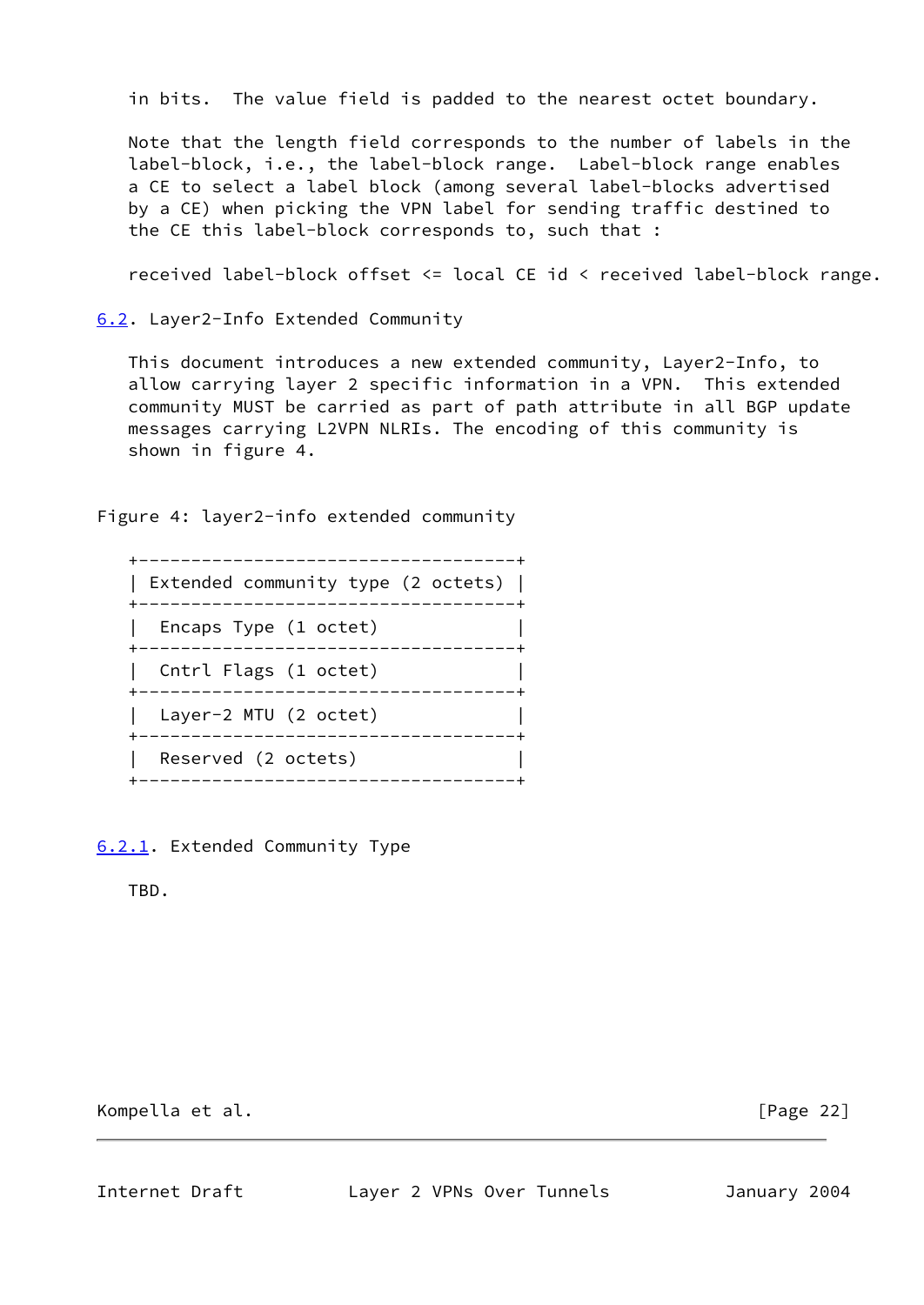in bits. The value field is padded to the nearest octet boundary.

Note that the length field corresponds to the number of labels in the label-block, i.e., the label-block range. Label-block range enables a CE to select a label block (among several label-blocks advertised by a CE) when picking the VPN label for sending traffic destined to the CE this label-block corresponds to, such that :

received label-block offset <= local CE id < received label-block range.

### 6.2. Layer2-Info Extended Community

This document introduces a new extended community, Layer2-Info, to allow carrying layer 2 specific information in a VPN. This extended community MUST be carried as part of path attribute in all BGP update messages carrying L2VPN NLRIs. The encoding of this community is shown in figure 4.

Figure 4: layer2-info extended community

```
+------------------------------------+
| Extended community type (2 octets) |
+------------------------------------+
|  Encaps Type (1 octet)             |
+------------------------------------+
|  Cntrl Flags (1 octet)             |
+------------------------------------+
|  Layer-2 MTU (2 octet)             |
+------------------------------------+
|  Reserved (2 octets)               |
+------------------------------------+
```

#### 6.2.1. Extended Community Type

TBD.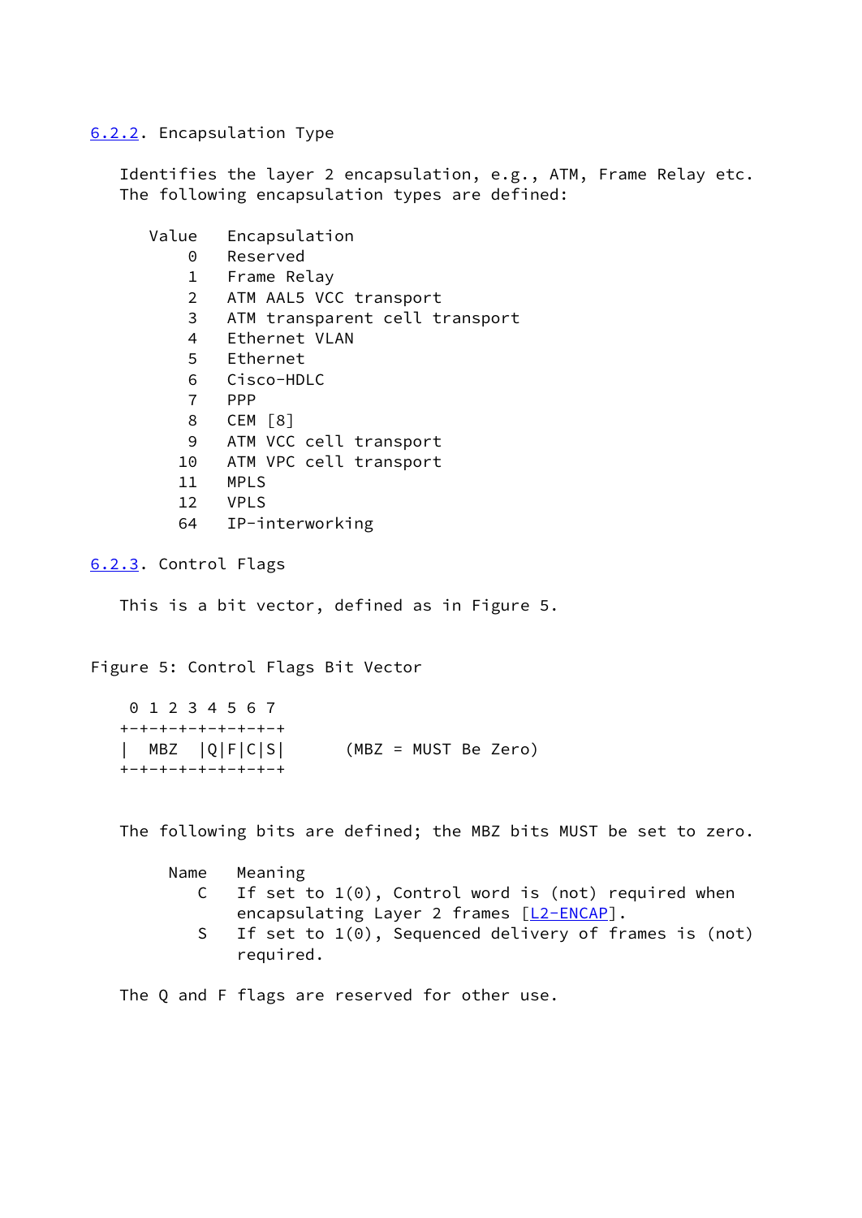### 6.2.2. Encapsulation Type

Identifies the layer 2 encapsulation, e.g., ATM, Frame Relay etc. The following encapsulation types are defined:

| Value | Encapsulation |
|---|---|
| 0 | Reserved |
| 1 | Frame Relay |
| 2 | ATM AAL5 VCC transport |
| 3 | ATM transparent cell transport |
| 4 | Ethernet VLAN |
| 5 | Ethernet |
| 6 | Cisco-HDLC |
| 7 | PPP |
| 8 | CEM [8] |
| 9 | ATM VCC cell transport |
| 10 | ATM VPC cell transport |
| 11 | MPLS |
| 12 | VPLS |
| 64 | IP-interworking |

### 6.2.3. Control Flags

This is a bit vector, defined as in Figure 5.

Figure 5: Control Flags Bit Vector

```
 0 1 2 3 4 5 6 7
+-+-+-+-+-+-+-+-+
|  MBZ  |Q|F|C|S|      (MBZ = MUST Be Zero)
+-+-+-+-+-+-+-+-+
```

The following bits are defined; the MBZ bits MUST be set to zero.

| Name | Meaning |
|---|---|
| C | If set to 1(0), Control word is (not) required when encapsulating Layer 2 frames [L2-ENCAP]. |
| S | If set to 1(0), Sequenced delivery of frames is (not) required. |

The Q and F flags are reserved for other use.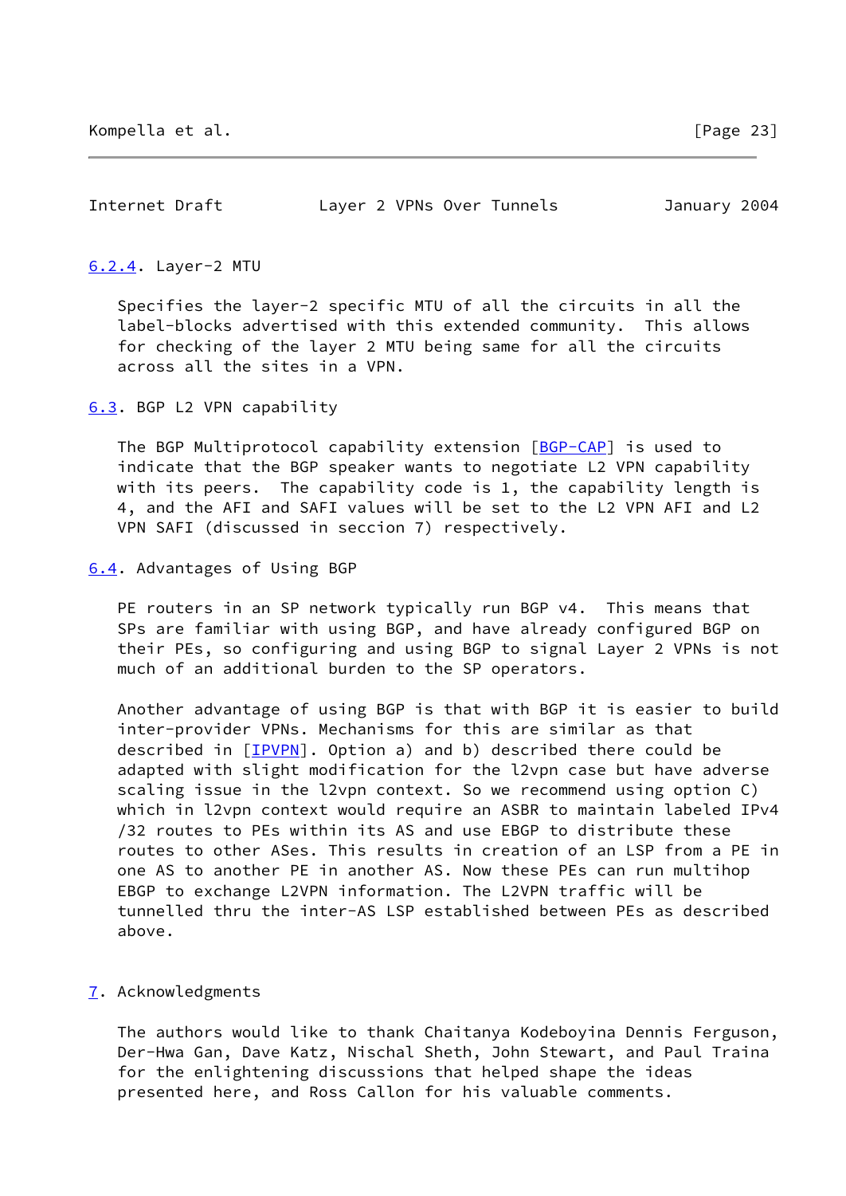### 6.2.4. Layer-2 MTU

Specifies the layer-2 specific MTU of all the circuits in all the label-blocks advertised with this extended community. This allows for checking of the layer 2 MTU being same for all the circuits across all the sites in a VPN.

## 6.3. BGP L2 VPN capability

The BGP Multiprotocol capability extension [BGP-CAP] is used to indicate that the BGP speaker wants to negotiate L2 VPN capability with its peers. The capability code is 1, the capability length is 4, and the AFI and SAFI values will be set to the L2 VPN AFI and L2 VPN SAFI (discussed in seccion 7) respectively.

## 6.4. Advantages of Using BGP

PE routers in an SP network typically run BGP v4. This means that SPs are familiar with using BGP, and have already configured BGP on their PEs, so configuring and using BGP to signal Layer 2 VPNs is not much of an additional burden to the SP operators.

Another advantage of using BGP is that with BGP it is easier to build inter-provider VPNs. Mechanisms for this are similar as that described in [IPVPN]. Option a) and b) described there could be adapted with slight modification for the l2vpn case but have adverse scaling issue in the l2vpn context. So we recommend using option C) which in l2vpn context would require an ASBR to maintain labeled IPv4 /32 routes to PEs within its AS and use EBGP to distribute these routes to other ASes. This results in creation of an LSP from a PE in one AS to another PE in another AS. Now these PEs can run multihop EBGP to exchange L2VPN information. The L2VPN traffic will be tunnelled thru the inter-AS LSP established between PEs as described above.

# 7. Acknowledgments

The authors would like to thank Chaitanya Kodeboyina Dennis Ferguson, Der-Hwa Gan, Dave Katz, Nischal Sheth, John Stewart, and Paul Traina for the enlightening discussions that helped shape the ideas presented here, and Ross Callon for his valuable comments.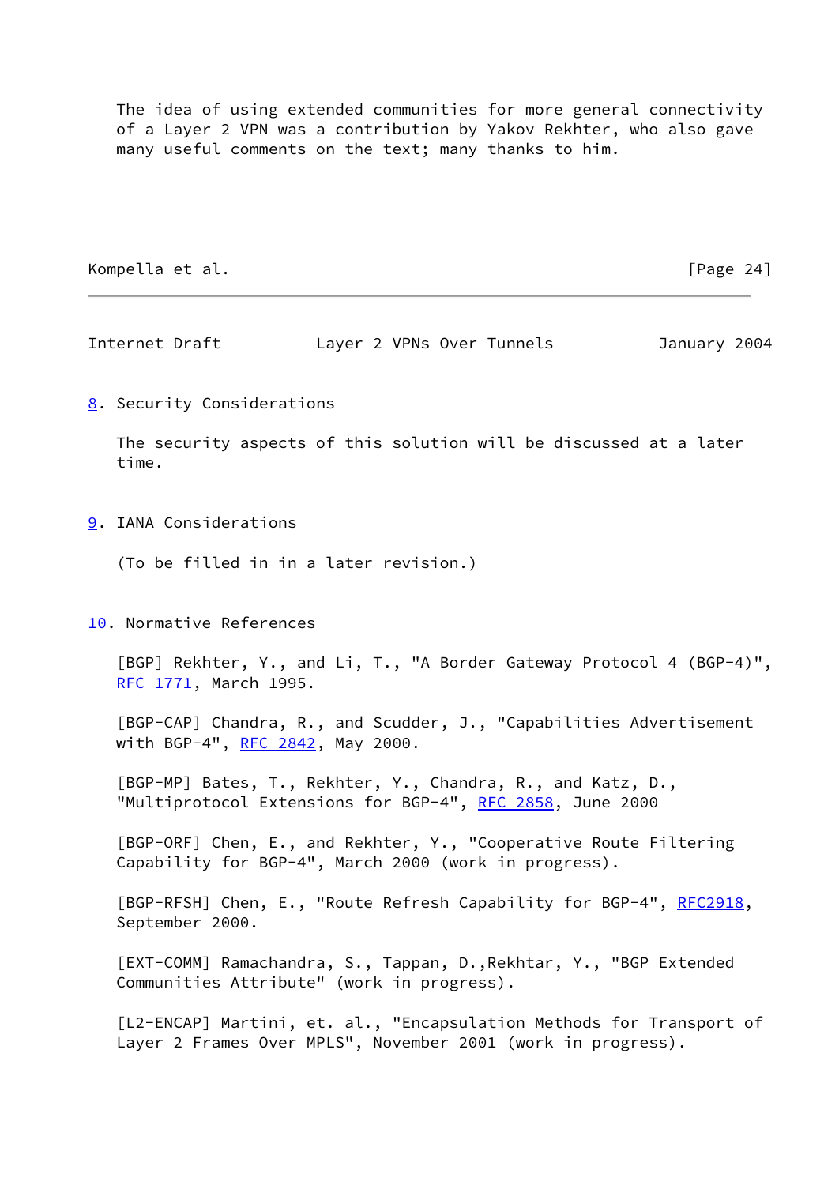The idea of using extended communities for more general connectivity of a Layer 2 VPN was a contribution by Yakov Rekhter, who also gave many useful comments on the text; many thanks to him.

## 8. Security Considerations

The security aspects of this solution will be discussed at a later time.

## 9. IANA Considerations

(To be filled in in a later revision.)

## 10. Normative References

[BGP] Rekhter, Y., and Li, T., "A Border Gateway Protocol 4 (BGP-4)", RFC 1771, March 1995.

[BGP-CAP] Chandra, R., and Scudder, J., "Capabilities Advertisement with BGP-4", RFC 2842, May 2000.

[BGP-MP] Bates, T., Rekhter, Y., Chandra, R., and Katz, D., "Multiprotocol Extensions for BGP-4", RFC 2858, June 2000

[BGP-ORF] Chen, E., and Rekhter, Y., "Cooperative Route Filtering Capability for BGP-4", March 2000 (work in progress).

[BGP-RFSH] Chen, E., "Route Refresh Capability for BGP-4", RFC2918, September 2000.

[EXT-COMM] Ramachandra, S., Tappan, D.,Rekhtar, Y., "BGP Extended Communities Attribute" (work in progress).

[L2-ENCAP] Martini, et. al., "Encapsulation Methods for Transport of Layer 2 Frames Over MPLS", November 2001 (work in progress).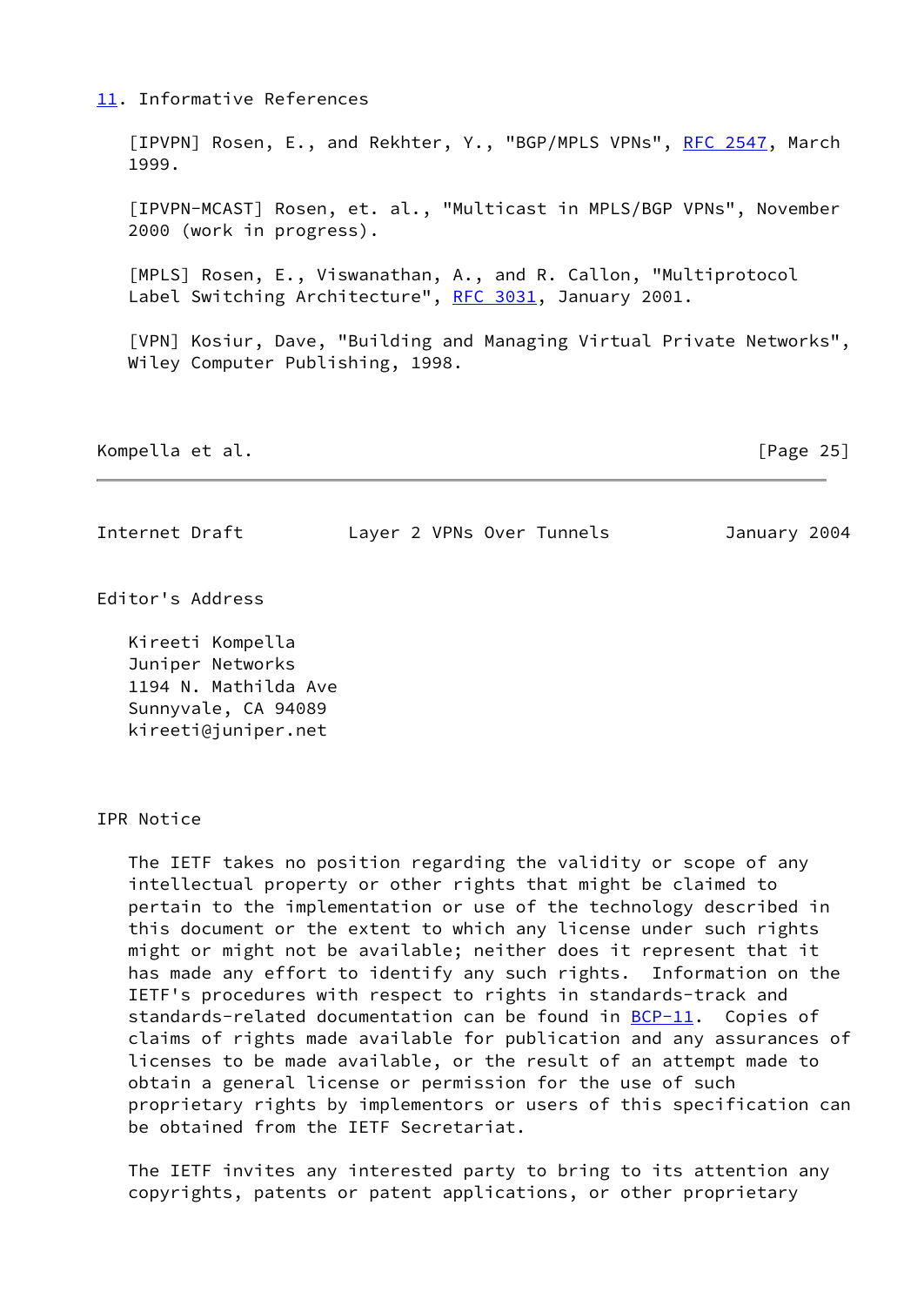## 11. Informative References

[IPVPN] Rosen, E., and Rekhter, Y., "BGP/MPLS VPNs", RFC 2547, March 1999.

[IPVPN-MCAST] Rosen, et. al., "Multicast in MPLS/BGP VPNs", November 2000 (work in progress).

[MPLS] Rosen, E., Viswanathan, A., and R. Callon, "Multiprotocol Label Switching Architecture", RFC 3031, January 2001.

[VPN] Kosiur, Dave, "Building and Managing Virtual Private Networks", Wiley Computer Publishing, 1998.

## Editor's Address

Kireeti Kompella
Juniper Networks
1194 N. Mathilda Ave
Sunnyvale, CA 94089
kireeti@juniper.net

## IPR Notice

The IETF takes no position regarding the validity or scope of any intellectual property or other rights that might be claimed to pertain to the implementation or use of the technology described in this document or the extent to which any license under such rights might or might not be available; neither does it represent that it has made any effort to identify any such rights. Information on the IETF's procedures with respect to rights in standards-track and standards-related documentation can be found in BCP-11. Copies of claims of rights made available for publication and any assurances of licenses to be made available, or the result of an attempt made to obtain a general license or permission for the use of such proprietary rights by implementors or users of this specification can be obtained from the IETF Secretariat.

The IETF invites any interested party to bring to its attention any copyrights, patents or patent applications, or other proprietary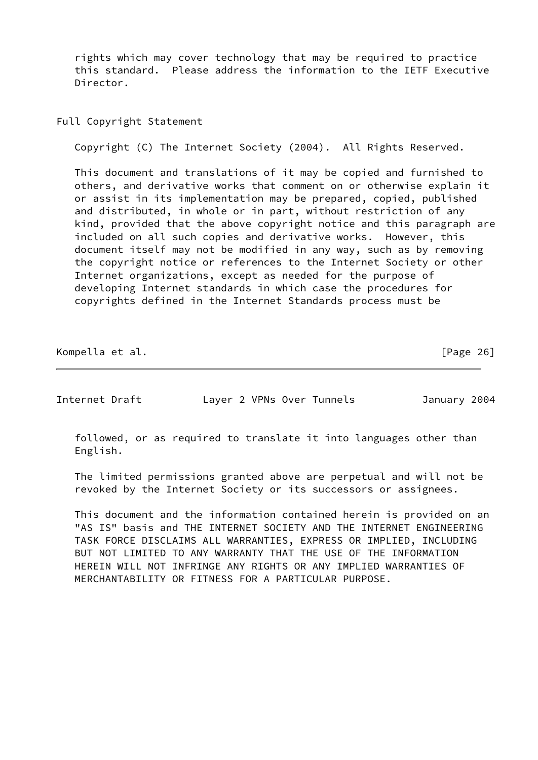rights which may cover technology that may be required to practice this standard. Please address the information to the IETF Executive Director.

## Full Copyright Statement

Copyright (C) The Internet Society (2004). All Rights Reserved.

This document and translations of it may be copied and furnished to others, and derivative works that comment on or otherwise explain it or assist in its implementation may be prepared, copied, published and distributed, in whole or in part, without restriction of any kind, provided that the above copyright notice and this paragraph are included on all such copies and derivative works. However, this document itself may not be modified in any way, such as by removing the copyright notice or references to the Internet Society or other Internet organizations, except as needed for the purpose of developing Internet standards in which case the procedures for copyrights defined in the Internet Standards process must be followed, or as required to translate it into languages other than English.

The limited permissions granted above are perpetual and will not be revoked by the Internet Society or its successors or assignees.

This document and the information contained herein is provided on an "AS IS" basis and THE INTERNET SOCIETY AND THE INTERNET ENGINEERING TASK FORCE DISCLAIMS ALL WARRANTIES, EXPRESS OR IMPLIED, INCLUDING BUT NOT LIMITED TO ANY WARRANTY THAT THE USE OF THE INFORMATION HEREIN WILL NOT INFRINGE ANY RIGHTS OR ANY IMPLIED WARRANTIES OF MERCHANTABILITY OR FITNESS FOR A PARTICULAR PURPOSE.